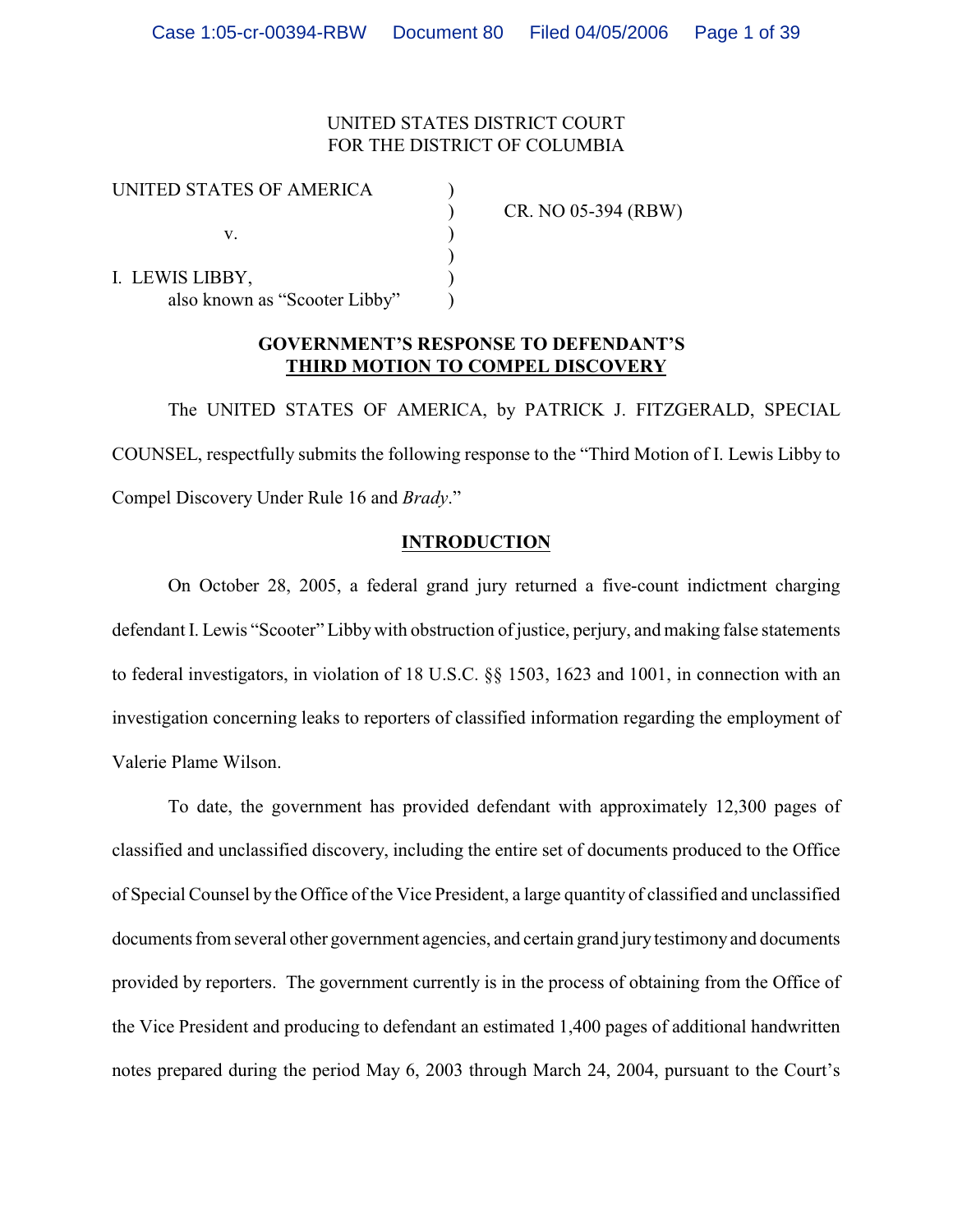UNITED STATES DISTRICT COURT
FOR THE DISTRICT OF COLUMBIA

| | | |
|---|---|---|
| UNITED STATES OF AMERICA | ) | |
| | ) | CR. NO 05-394 (RBW) |
| v. | ) | |
| | ) | |
| I. LEWIS LIBBY, | ) | |
| also known as "Scooter Libby" | ) | |

## GOVERNMENT'S RESPONSE TO DEFENDANT'S THIRD MOTION TO COMPEL DISCOVERY

The UNITED STATES OF AMERICA, by PATRICK J. FITZGERALD, SPECIAL COUNSEL, respectfully submits the following response to the "Third Motion of I. Lewis Libby to Compel Discovery Under Rule 16 and *Brady*."

## INTRODUCTION

On October 28, 2005, a federal grand jury returned a five-count indictment charging defendant I. Lewis "Scooter" Libby with obstruction of justice, perjury, and making false statements to federal investigators, in violation of 18 U.S.C. §§ 1503, 1623 and 1001, in connection with an investigation concerning leaks to reporters of classified information regarding the employment of Valerie Plame Wilson.

To date, the government has provided defendant with approximately 12,300 pages of classified and unclassified discovery, including the entire set of documents produced to the Office of Special Counsel by the Office of the Vice President, a large quantity of classified and unclassified documents from several other government agencies, and certain grand jury testimony and documents provided by reporters. The government currently is in the process of obtaining from the Office of the Vice President and producing to defendant an estimated 1,400 pages of additional handwritten notes prepared during the period May 6, 2003 through March 24, 2004, pursuant to the Court's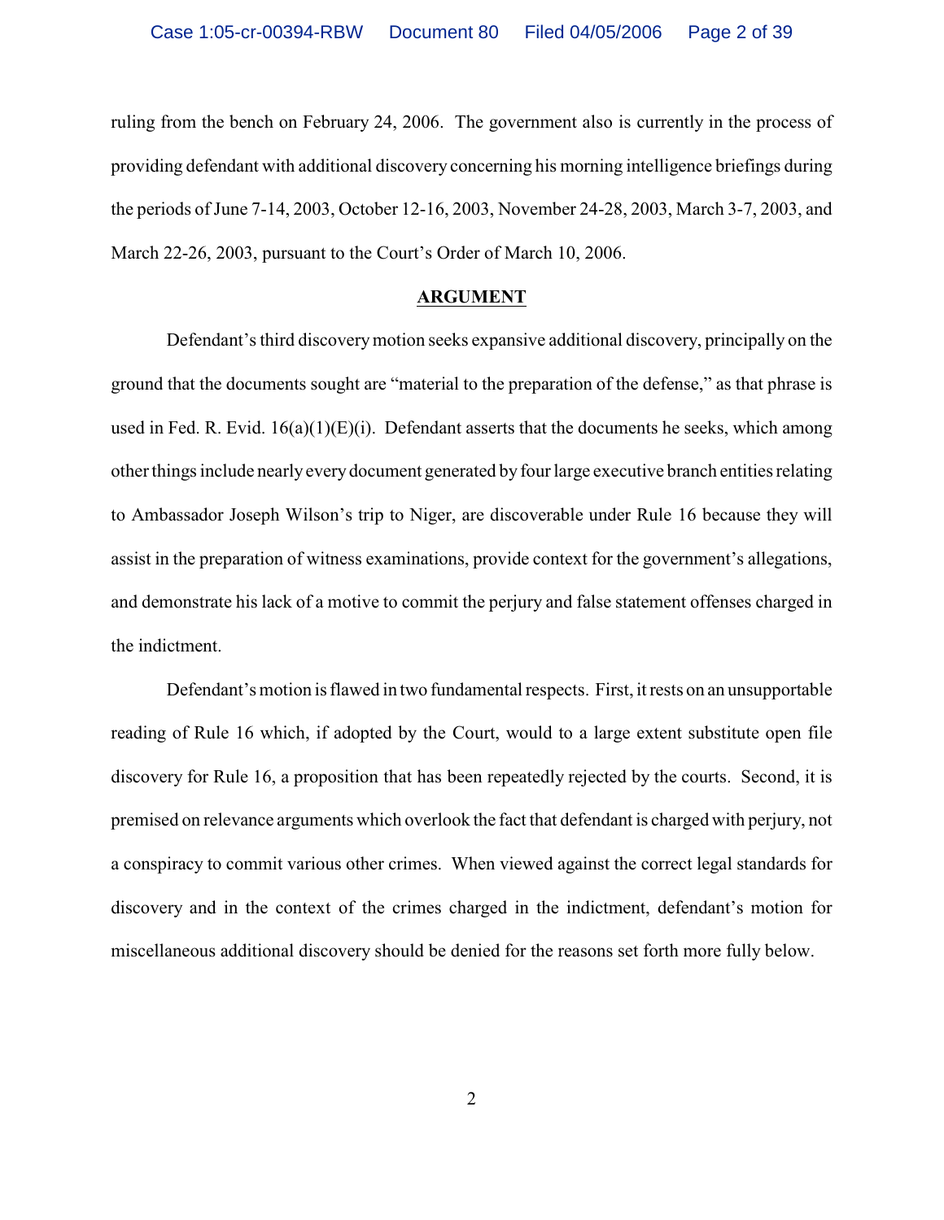ruling from the bench on February 24, 2006. The government also is currently in the process of providing defendant with additional discovery concerning his morning intelligence briefings during the periods of June 7-14, 2003, October 12-16, 2003, November 24-28, 2003, March 3-7, 2003, and March 22-26, 2003, pursuant to the Court's Order of March 10, 2006.

## ARGUMENT

Defendant's third discovery motion seeks expansive additional discovery, principally on the ground that the documents sought are "material to the preparation of the defense," as that phrase is used in Fed. R. Evid. 16(a)(1)(E)(i). Defendant asserts that the documents he seeks, which among other things include nearly every document generated by four large executive branch entities relating to Ambassador Joseph Wilson's trip to Niger, are discoverable under Rule 16 because they will assist in the preparation of witness examinations, provide context for the government's allegations, and demonstrate his lack of a motive to commit the perjury and false statement offenses charged in the indictment.

Defendant's motion is flawed in two fundamental respects. First, it rests on an unsupportable reading of Rule 16 which, if adopted by the Court, would to a large extent substitute open file discovery for Rule 16, a proposition that has been repeatedly rejected by the courts. Second, it is premised on relevance arguments which overlook the fact that defendant is charged with perjury, not a conspiracy to commit various other crimes. When viewed against the correct legal standards for discovery and in the context of the crimes charged in the indictment, defendant's motion for miscellaneous additional discovery should be denied for the reasons set forth more fully below.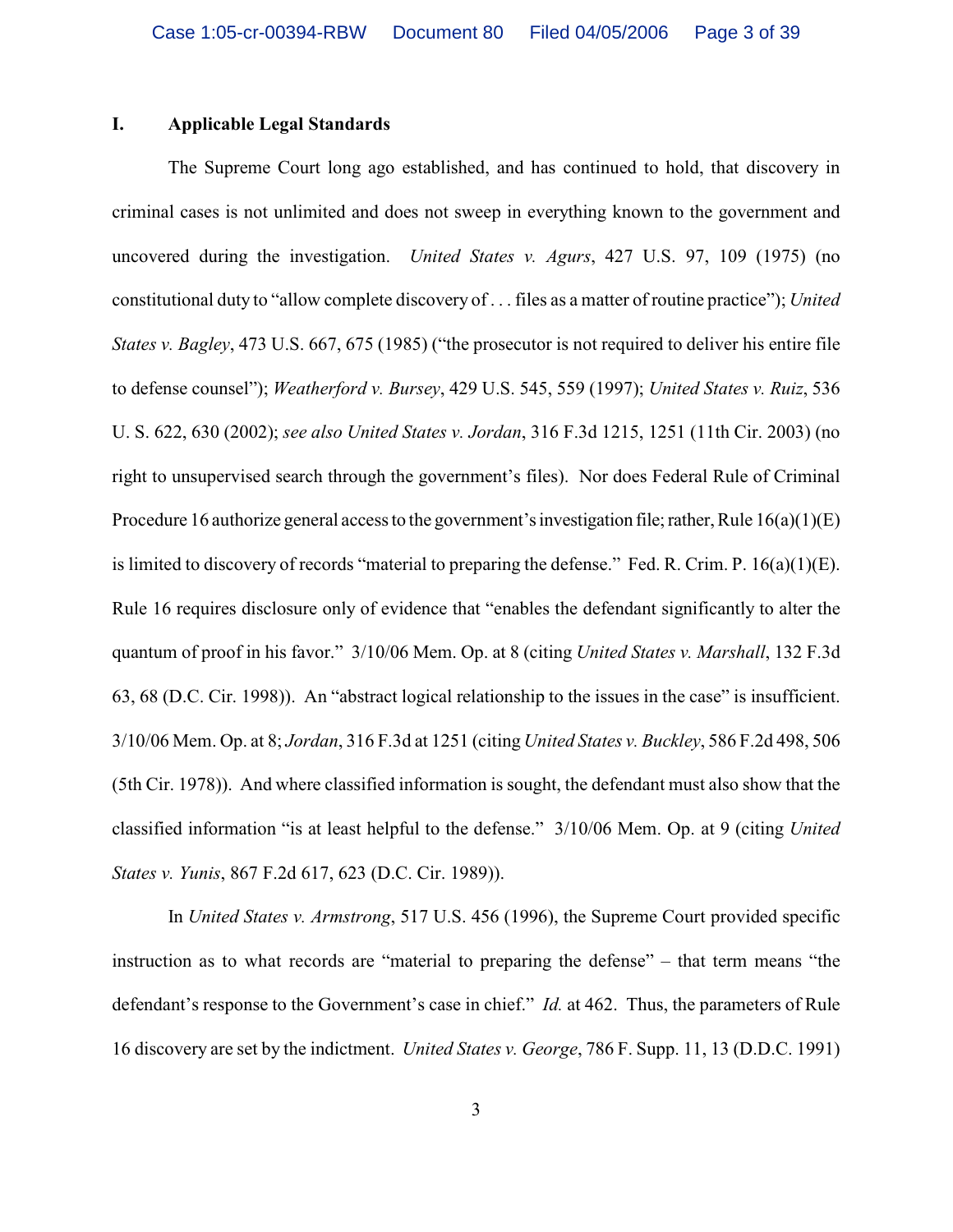## I. Applicable Legal Standards

The Supreme Court long ago established, and has continued to hold, that discovery in criminal cases is not unlimited and does not sweep in everything known to the government and uncovered during the investigation. *United States v. Agurs*, 427 U.S. 97, 109 (1975) (no constitutional duty to "allow complete discovery of . . . files as a matter of routine practice"); *United States v. Bagley*, 473 U.S. 667, 675 (1985) ("the prosecutor is not required to deliver his entire file to defense counsel"); *Weatherford v. Bursey*, 429 U.S. 545, 559 (1997); *United States v. Ruiz*, 536 U. S. 622, 630 (2002); *see also United States v. Jordan*, 316 F.3d 1215, 1251 (11th Cir. 2003) (no right to unsupervised search through the government's files). Nor does Federal Rule of Criminal Procedure 16 authorize general access to the government's investigation file; rather, Rule 16(a)(1)(E) is limited to discovery of records "material to preparing the defense." Fed. R. Crim. P. 16(a)(1)(E). Rule 16 requires disclosure only of evidence that "enables the defendant significantly to alter the quantum of proof in his favor." 3/10/06 Mem. Op. at 8 (citing *United States v. Marshall*, 132 F.3d 63, 68 (D.C. Cir. 1998)). An "abstract logical relationship to the issues in the case" is insufficient. 3/10/06 Mem. Op. at 8; *Jordan*, 316 F.3d at 1251 (citing *United States v. Buckley*, 586 F.2d 498, 506 (5th Cir. 1978)). And where classified information is sought, the defendant must also show that the classified information "is at least helpful to the defense." 3/10/06 Mem. Op. at 9 (citing *United States v. Yunis*, 867 F.2d 617, 623 (D.C. Cir. 1989)).

In *United States v. Armstrong*, 517 U.S. 456 (1996), the Supreme Court provided specific instruction as to what records are "material to preparing the defense" – that term means "the defendant's response to the Government's case in chief." *Id.* at 462. Thus, the parameters of Rule 16 discovery are set by the indictment. *United States v. George*, 786 F. Supp. 11, 13 (D.D.C. 1991)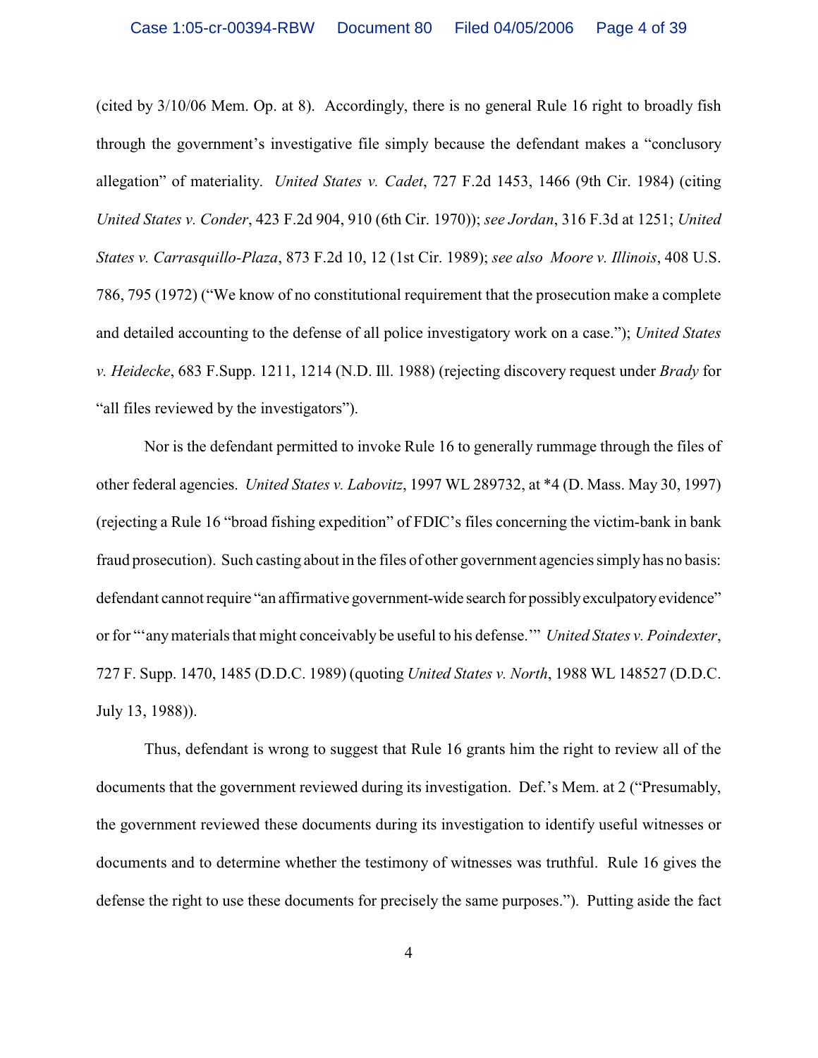(cited by 3/10/06 Mem. Op. at 8). Accordingly, there is no general Rule 16 right to broadly fish through the government's investigative file simply because the defendant makes a "conclusory allegation" of materiality. *United States v. Cadet*, 727 F.2d 1453, 1466 (9th Cir. 1984) (citing *United States v. Conder*, 423 F.2d 904, 910 (6th Cir. 1970)); *see Jordan*, 316 F.3d at 1251; *United States v. Carrasquillo-Plaza*, 873 F.2d 10, 12 (1st Cir. 1989); *see also Moore v. Illinois*, 408 U.S. 786, 795 (1972) ("We know of no constitutional requirement that the prosecution make a complete and detailed accounting to the defense of all police investigatory work on a case."); *United States v. Heidecke*, 683 F.Supp. 1211, 1214 (N.D. Ill. 1988) (rejecting discovery request under *Brady* for "all files reviewed by the investigators").

Nor is the defendant permitted to invoke Rule 16 to generally rummage through the files of other federal agencies. *United States v. Labovitz*, 1997 WL 289732, at *4 (D. Mass. May 30, 1997) (rejecting a Rule 16 "broad fishing expedition" of FDIC's files concerning the victim-bank in bank fraud prosecution). Such casting about in the files of other government agencies simply has no basis: defendant cannot require "an affirmative government-wide search for possibly exculpatory evidence" or for "'any materials that might conceivably be useful to his defense.'" *United States v. Poindexter*, 727 F. Supp. 1470, 1485 (D.D.C. 1989) (quoting *United States v. North*, 1988 WL 148527 (D.D.C. July 13, 1988)).

Thus, defendant is wrong to suggest that Rule 16 grants him the right to review all of the documents that the government reviewed during its investigation. Def.'s Mem. at 2 ("Presumably, the government reviewed these documents during its investigation to identify useful witnesses or documents and to determine whether the testimony of witnesses was truthful. Rule 16 gives the defense the right to use these documents for precisely the same purposes."). Putting aside the fact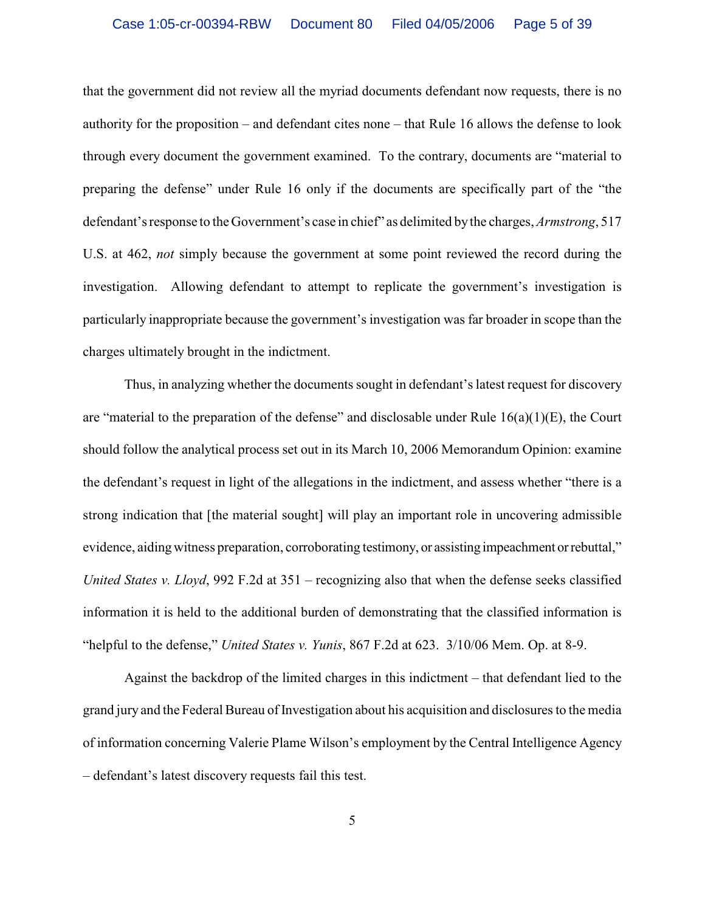that the government did not review all the myriad documents defendant now requests, there is no authority for the proposition – and defendant cites none – that Rule 16 allows the defense to look through every document the government examined. To the contrary, documents are "material to preparing the defense" under Rule 16 only if the documents are specifically part of the "the defendant's response to the Government's case in chief" as delimited by the charges, *Armstrong*, 517 U.S. at 462, *not* simply because the government at some point reviewed the record during the investigation. Allowing defendant to attempt to replicate the government's investigation is particularly inappropriate because the government's investigation was far broader in scope than the charges ultimately brought in the indictment.

Thus, in analyzing whether the documents sought in defendant's latest request for discovery are "material to the preparation of the defense" and disclosable under Rule 16(a)(1)(E), the Court should follow the analytical process set out in its March 10, 2006 Memorandum Opinion: examine the defendant's request in light of the allegations in the indictment, and assess whether "there is a strong indication that [the material sought] will play an important role in uncovering admissible evidence, aiding witness preparation, corroborating testimony, or assisting impeachment or rebuttal," *United States v. Lloyd*, 992 F.2d at 351 – recognizing also that when the defense seeks classified information it is held to the additional burden of demonstrating that the classified information is "helpful to the defense," *United States v. Yunis*, 867 F.2d at 623. 3/10/06 Mem. Op. at 8-9.

Against the backdrop of the limited charges in this indictment – that defendant lied to the grand jury and the Federal Bureau of Investigation about his acquisition and disclosures to the media of information concerning Valerie Plame Wilson's employment by the Central Intelligence Agency – defendant's latest discovery requests fail this test.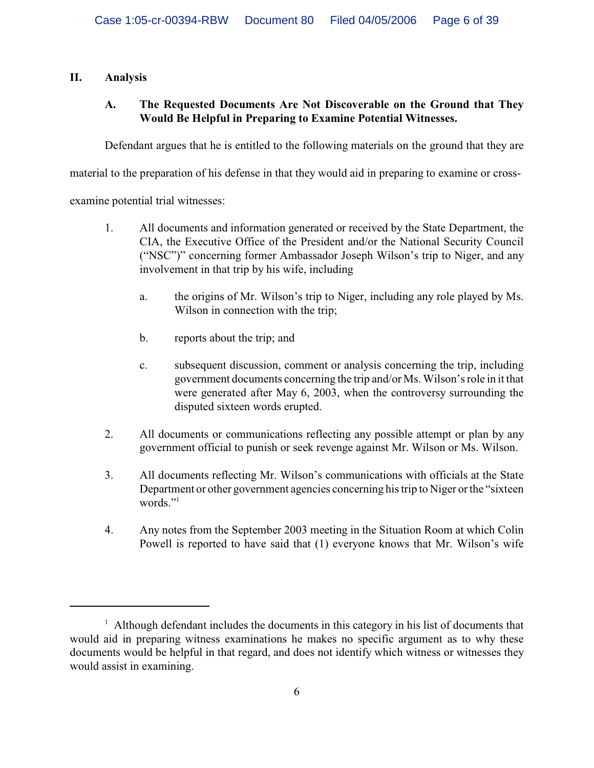## II. Analysis

### A. The Requested Documents Are Not Discoverable on the Ground that They Would Be Helpful in Preparing to Examine Potential Witnesses.

Defendant argues that he is entitled to the following materials on the ground that they are material to the preparation of his defense in that they would aid in preparing to examine or cross-examine potential trial witnesses:

1. All documents and information generated or received by the State Department, the CIA, the Executive Office of the President and/or the National Security Council ("NSC")" concerning former Ambassador Joseph Wilson's trip to Niger, and any involvement in that trip by his wife, including

   a. the origins of Mr. Wilson's trip to Niger, including any role played by Ms. Wilson in connection with the trip;

   b. reports about the trip; and

   c. subsequent discussion, comment or analysis concerning the trip, including government documents concerning the trip and/or Ms. Wilson's role in it that were generated after May 6, 2003, when the controversy surrounding the disputed sixteen words erupted.

2. All documents or communications reflecting any possible attempt or plan by any government official to punish or seek revenge against Mr. Wilson or Ms. Wilson.

3. All documents reflecting Mr. Wilson's communications with officials at the State Department or other government agencies concerning his trip to Niger or the "sixteen words."[1]

4. Any notes from the September 2003 meeting in the Situation Room at which Colin Powell is reported to have said that (1) everyone knows that Mr. Wilson's wife

---

[1] Although defendant includes the documents in this category in his list of documents that would aid in preparing witness examinations he makes no specific argument as to why these documents would be helpful in that regard, and does not identify which witness or witnesses they would assist in examining.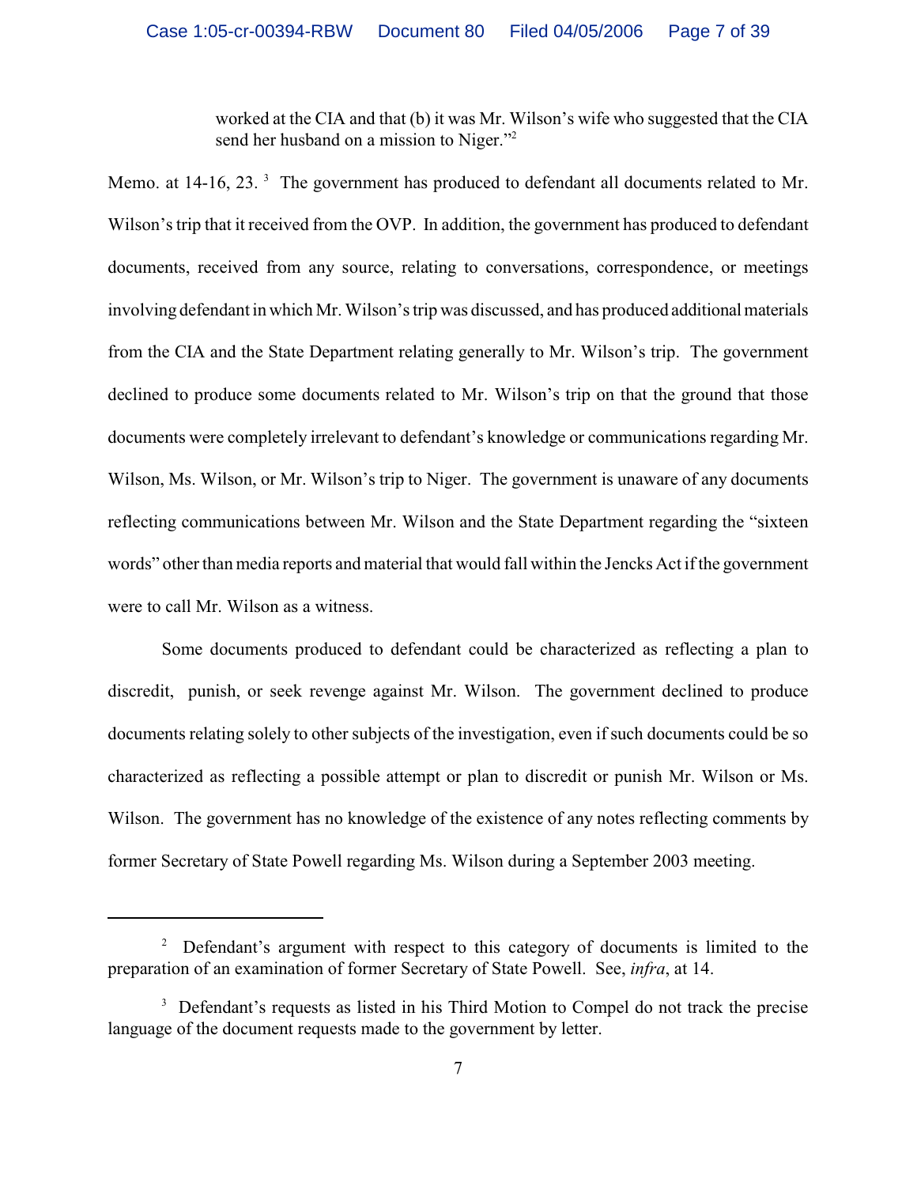> worked at the CIA and that (b) it was Mr. Wilson's wife who suggested that the CIA send her husband on a mission to Niger."[2]

Memo. at 14-16, 23. [3] The government has produced to defendant all documents related to Mr. Wilson's trip that it received from the OVP. In addition, the government has produced to defendant documents, received from any source, relating to conversations, correspondence, or meetings involving defendant in which Mr. Wilson's trip was discussed, and has produced additional materials from the CIA and the State Department relating generally to Mr. Wilson's trip. The government declined to produce some documents related to Mr. Wilson's trip on that the ground that those documents were completely irrelevant to defendant's knowledge or communications regarding Mr. Wilson, Ms. Wilson, or Mr. Wilson's trip to Niger. The government is unaware of any documents reflecting communications between Mr. Wilson and the State Department regarding the "sixteen words" other than media reports and material that would fall within the Jencks Act if the government were to call Mr. Wilson as a witness.

Some documents produced to defendant could be characterized as reflecting a plan to discredit, punish, or seek revenge against Mr. Wilson. The government declined to produce documents relating solely to other subjects of the investigation, even if such documents could be so characterized as reflecting a possible attempt or plan to discredit or punish Mr. Wilson or Ms. Wilson. The government has no knowledge of the existence of any notes reflecting comments by former Secretary of State Powell regarding Ms. Wilson during a September 2003 meeting.

---

[2] Defendant's argument with respect to this category of documents is limited to the preparation of an examination of former Secretary of State Powell. See, *infra*, at 14.

[3] Defendant's requests as listed in his Third Motion to Compel do not track the precise language of the document requests made to the government by letter.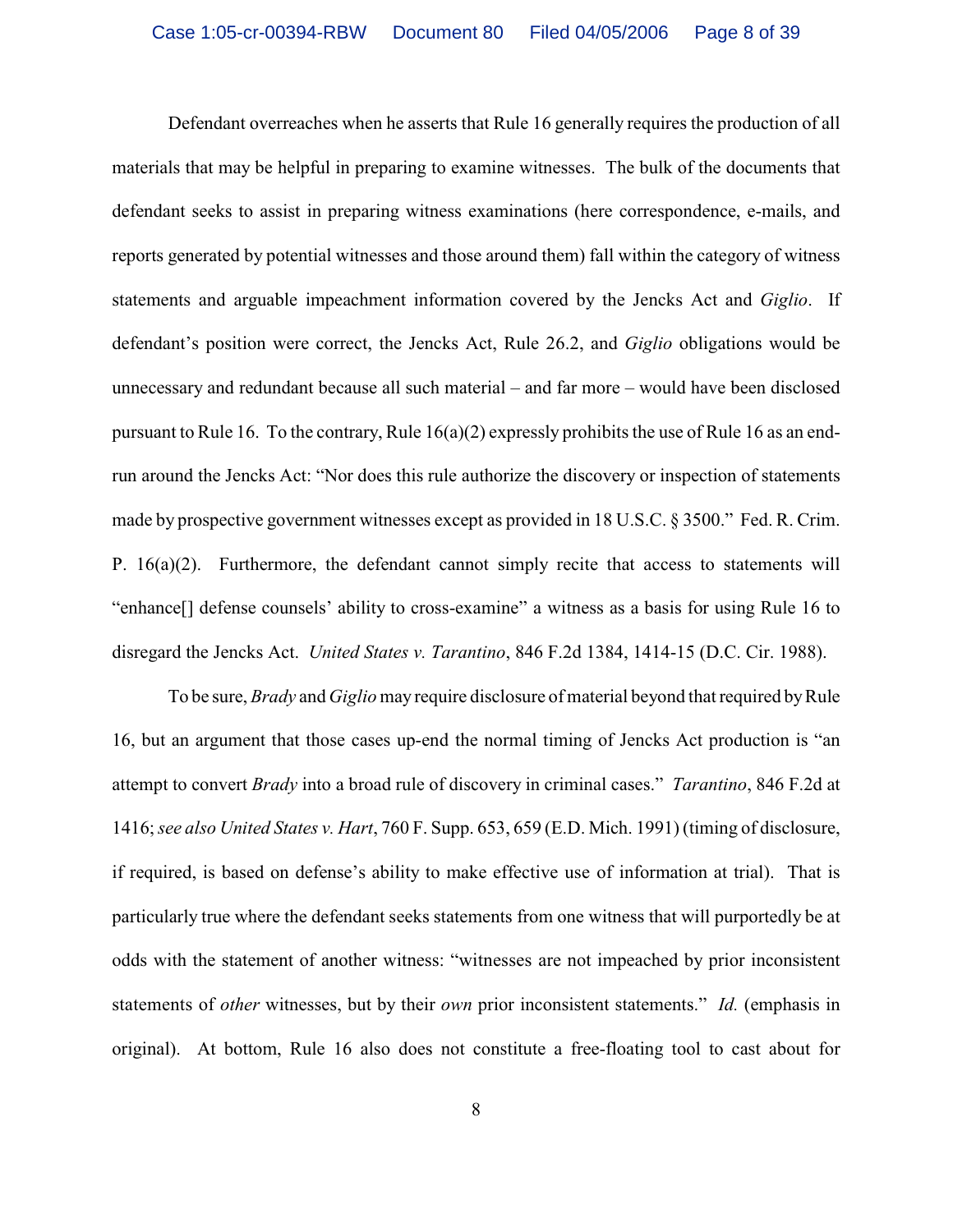Defendant overreaches when he asserts that Rule 16 generally requires the production of all materials that may be helpful in preparing to examine witnesses. The bulk of the documents that defendant seeks to assist in preparing witness examinations (here correspondence, e-mails, and reports generated by potential witnesses and those around them) fall within the category of witness statements and arguable impeachment information covered by the Jencks Act and *Giglio*. If defendant's position were correct, the Jencks Act, Rule 26.2, and *Giglio* obligations would be unnecessary and redundant because all such material – and far more – would have been disclosed pursuant to Rule 16. To the contrary, Rule 16(a)(2) expressly prohibits the use of Rule 16 as an end-run around the Jencks Act: "Nor does this rule authorize the discovery or inspection of statements made by prospective government witnesses except as provided in 18 U.S.C. § 3500." Fed. R. Crim. P. 16(a)(2). Furthermore, the defendant cannot simply recite that access to statements will "enhance[] defense counsels' ability to cross-examine" a witness as a basis for using Rule 16 to disregard the Jencks Act. *United States v. Tarantino*, 846 F.2d 1384, 1414-15 (D.C. Cir. 1988).

To be sure, *Brady* and *Giglio* may require disclosure of material beyond that required by Rule 16, but an argument that those cases up-end the normal timing of Jencks Act production is "an attempt to convert *Brady* into a broad rule of discovery in criminal cases." *Tarantino*, 846 F.2d at 1416; *see also United States v. Hart*, 760 F. Supp. 653, 659 (E.D. Mich. 1991) (timing of disclosure, if required, is based on defense's ability to make effective use of information at trial). That is particularly true where the defendant seeks statements from one witness that will purportedly be at odds with the statement of another witness: "witnesses are not impeached by prior inconsistent statements of *other* witnesses, but by their *own* prior inconsistent statements." *Id.* (emphasis in original). At bottom, Rule 16 also does not constitute a free-floating tool to cast about for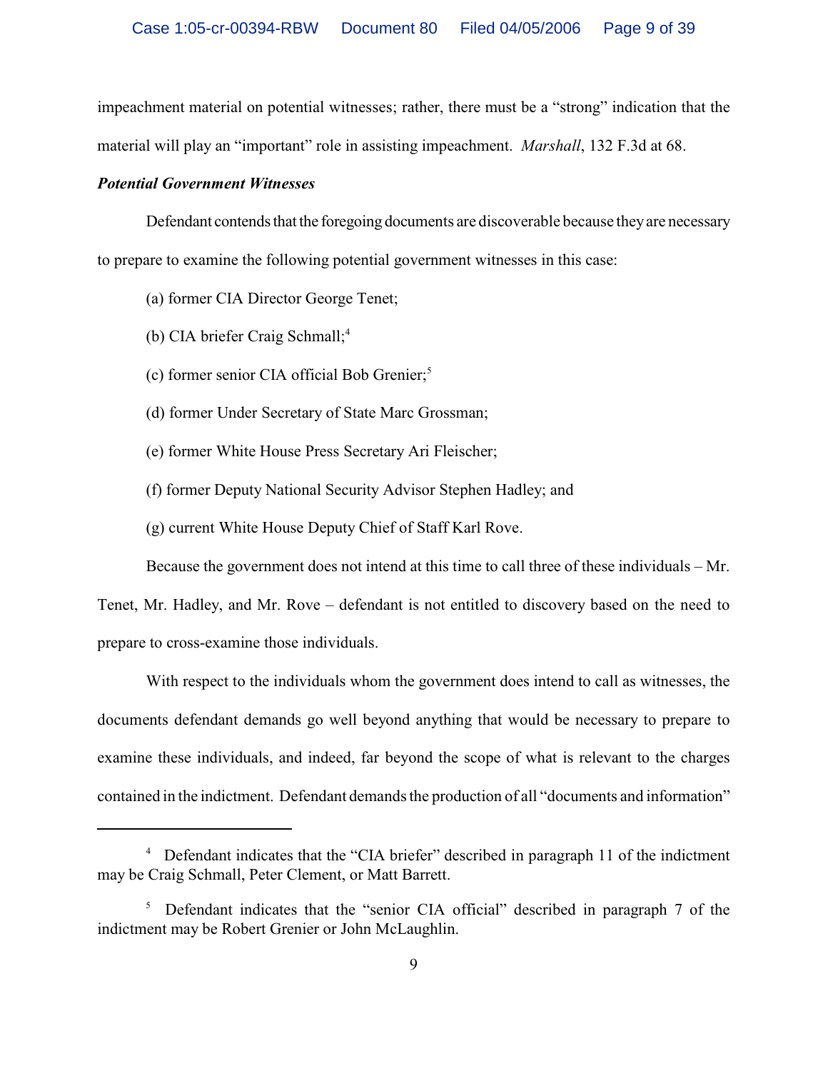impeachment material on potential witnesses; rather, there must be a "strong" indication that the material will play an "important" role in assisting impeachment. *Marshall*, 132 F.3d at 68.

***Potential Government Witnesses***

Defendant contends that the foregoing documents are discoverable because they are necessary to prepare to examine the following potential government witnesses in this case:

(a) former CIA Director George Tenet;

(b) CIA briefer Craig Schmall;[4]

(c) former senior CIA official Bob Grenier;[5]

(d) former Under Secretary of State Marc Grossman;

(e) former White House Press Secretary Ari Fleischer;

(f) former Deputy National Security Advisor Stephen Hadley; and

(g) current White House Deputy Chief of Staff Karl Rove.

Because the government does not intend at this time to call three of these individuals – Mr. Tenet, Mr. Hadley, and Mr. Rove – defendant is not entitled to discovery based on the need to prepare to cross-examine those individuals.

With respect to the individuals whom the government does intend to call as witnesses, the documents defendant demands go well beyond anything that would be necessary to prepare to examine these individuals, and indeed, far beyond the scope of what is relevant to the charges contained in the indictment. Defendant demands the production of all "documents and information"

---

[4] Defendant indicates that the "CIA briefer" described in paragraph 11 of the indictment may be Craig Schmall, Peter Clement, or Matt Barrett.

[5] Defendant indicates that the "senior CIA official" described in paragraph 7 of the indictment may be Robert Grenier or John McLaughlin.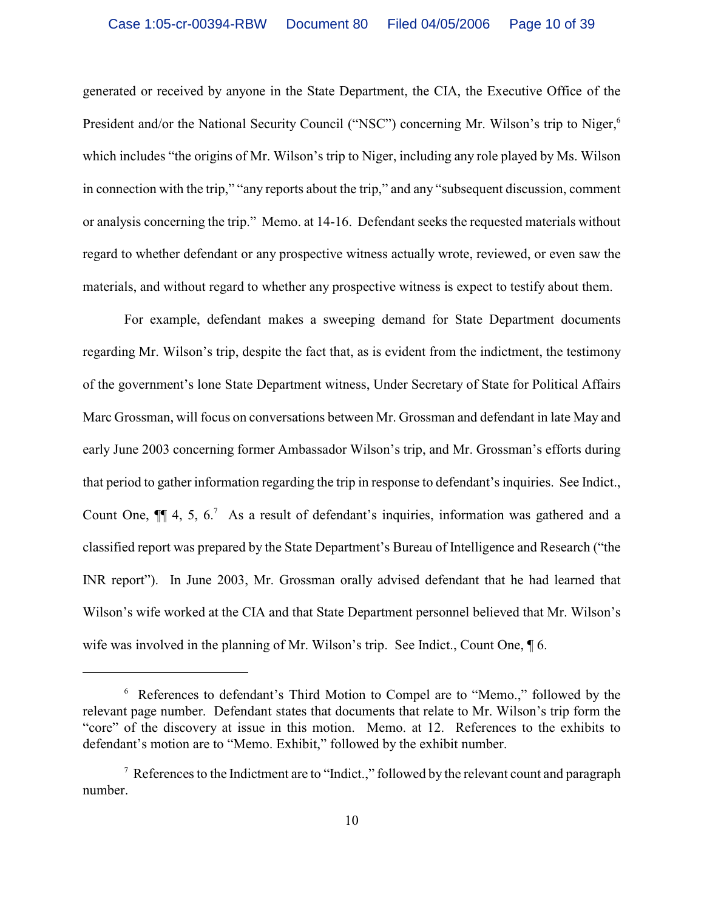generated or received by anyone in the State Department, the CIA, the Executive Office of the President and/or the National Security Council ("NSC") concerning Mr. Wilson's trip to Niger,[6] which includes "the origins of Mr. Wilson's trip to Niger, including any role played by Ms. Wilson in connection with the trip," "any reports about the trip," and any "subsequent discussion, comment or analysis concerning the trip." Memo. at 14-16. Defendant seeks the requested materials without regard to whether defendant or any prospective witness actually wrote, reviewed, or even saw the materials, and without regard to whether any prospective witness is expect to testify about them.

For example, defendant makes a sweeping demand for State Department documents regarding Mr. Wilson's trip, despite the fact that, as is evident from the indictment, the testimony of the government's lone State Department witness, Under Secretary of State for Political Affairs Marc Grossman, will focus on conversations between Mr. Grossman and defendant in late May and early June 2003 concerning former Ambassador Wilson's trip, and Mr. Grossman's efforts during that period to gather information regarding the trip in response to defendant's inquiries. See Indict., Count One, ¶¶ 4, 5, 6.[7] As a result of defendant's inquiries, information was gathered and a classified report was prepared by the State Department's Bureau of Intelligence and Research ("the INR report"). In June 2003, Mr. Grossman orally advised defendant that he had learned that Wilson's wife worked at the CIA and that State Department personnel believed that Mr. Wilson's wife was involved in the planning of Mr. Wilson's trip. See Indict., Count One, ¶ 6.

---

[6] References to defendant's Third Motion to Compel are to "Memo.," followed by the relevant page number. Defendant states that documents that relate to Mr. Wilson's trip form the "core" of the discovery at issue in this motion. Memo. at 12. References to the exhibits to defendant's motion are to "Memo. Exhibit," followed by the exhibit number.

[7] References to the Indictment are to "Indict.," followed by the relevant count and paragraph number.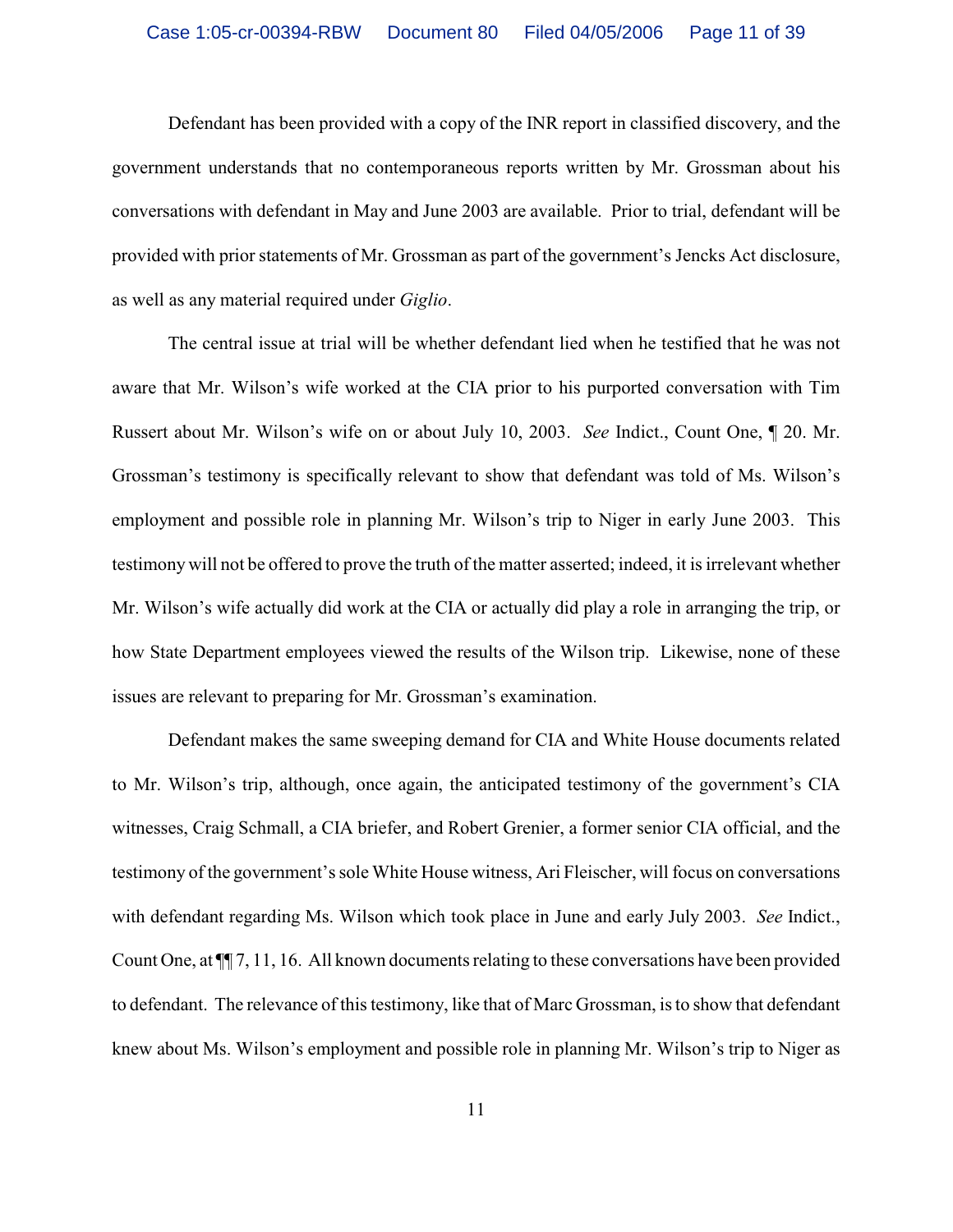Defendant has been provided with a copy of the INR report in classified discovery, and the government understands that no contemporaneous reports written by Mr. Grossman about his conversations with defendant in May and June 2003 are available. Prior to trial, defendant will be provided with prior statements of Mr. Grossman as part of the government's Jencks Act disclosure, as well as any material required under *Giglio*.

The central issue at trial will be whether defendant lied when he testified that he was not aware that Mr. Wilson's wife worked at the CIA prior to his purported conversation with Tim Russert about Mr. Wilson's wife on or about July 10, 2003. *See* Indict., Count One, ¶ 20. Mr. Grossman's testimony is specifically relevant to show that defendant was told of Ms. Wilson's employment and possible role in planning Mr. Wilson's trip to Niger in early June 2003. This testimony will not be offered to prove the truth of the matter asserted; indeed, it is irrelevant whether Mr. Wilson's wife actually did work at the CIA or actually did play a role in arranging the trip, or how State Department employees viewed the results of the Wilson trip. Likewise, none of these issues are relevant to preparing for Mr. Grossman's examination.

Defendant makes the same sweeping demand for CIA and White House documents related to Mr. Wilson's trip, although, once again, the anticipated testimony of the government's CIA witnesses, Craig Schmall, a CIA briefer, and Robert Grenier, a former senior CIA official, and the testimony of the government's sole White House witness, Ari Fleischer, will focus on conversations with defendant regarding Ms. Wilson which took place in June and early July 2003. *See* Indict., Count One, at ¶¶ 7, 11, 16. All known documents relating to these conversations have been provided to defendant. The relevance of this testimony, like that of Marc Grossman, is to show that defendant knew about Ms. Wilson's employment and possible role in planning Mr. Wilson's trip to Niger as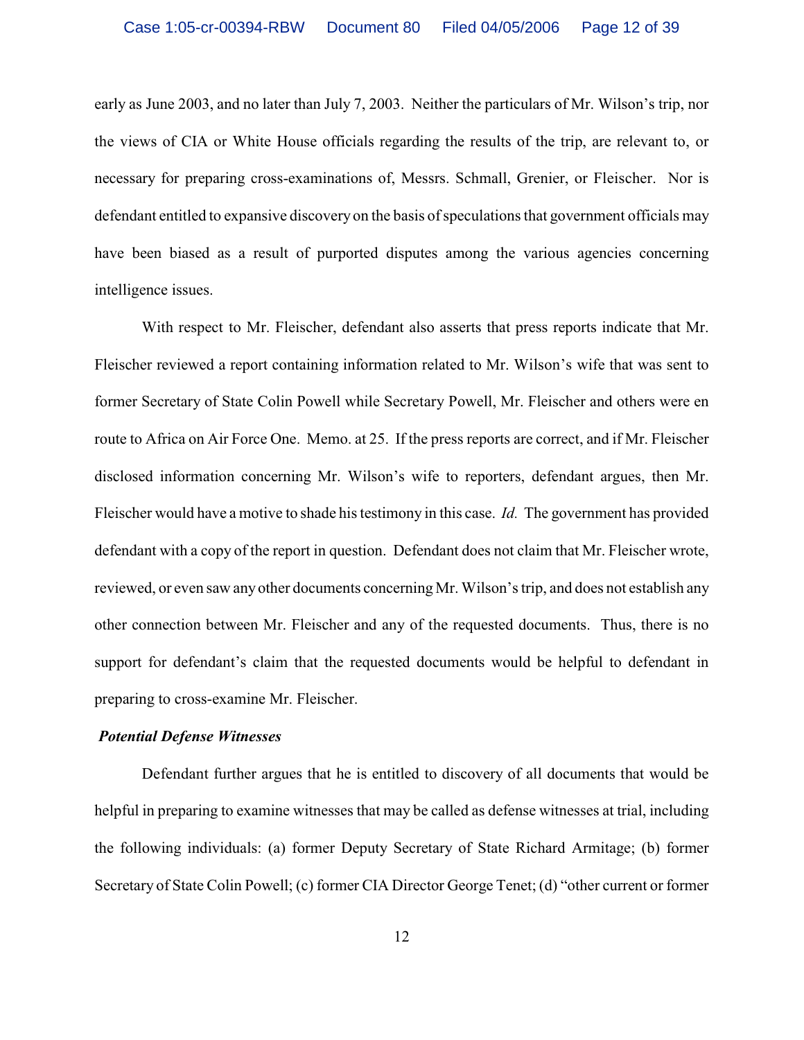early as June 2003, and no later than July 7, 2003. Neither the particulars of Mr. Wilson's trip, nor the views of CIA or White House officials regarding the results of the trip, are relevant to, or necessary for preparing cross-examinations of, Messrs. Schmall, Grenier, or Fleischer. Nor is defendant entitled to expansive discovery on the basis of speculations that government officials may have been biased as a result of purported disputes among the various agencies concerning intelligence issues.

With respect to Mr. Fleischer, defendant also asserts that press reports indicate that Mr. Fleischer reviewed a report containing information related to Mr. Wilson's wife that was sent to former Secretary of State Colin Powell while Secretary Powell, Mr. Fleischer and others were en route to Africa on Air Force One. Memo. at 25. If the press reports are correct, and if Mr. Fleischer disclosed information concerning Mr. Wilson's wife to reporters, defendant argues, then Mr. Fleischer would have a motive to shade his testimony in this case. *Id.* The government has provided defendant with a copy of the report in question. Defendant does not claim that Mr. Fleischer wrote, reviewed, or even saw any other documents concerning Mr. Wilson's trip, and does not establish any other connection between Mr. Fleischer and any of the requested documents. Thus, there is no support for defendant's claim that the requested documents would be helpful to defendant in preparing to cross-examine Mr. Fleischer.

***Potential Defense Witnesses***

Defendant further argues that he is entitled to discovery of all documents that would be helpful in preparing to examine witnesses that may be called as defense witnesses at trial, including the following individuals: (a) former Deputy Secretary of State Richard Armitage; (b) former Secretary of State Colin Powell; (c) former CIA Director George Tenet; (d) "other current or former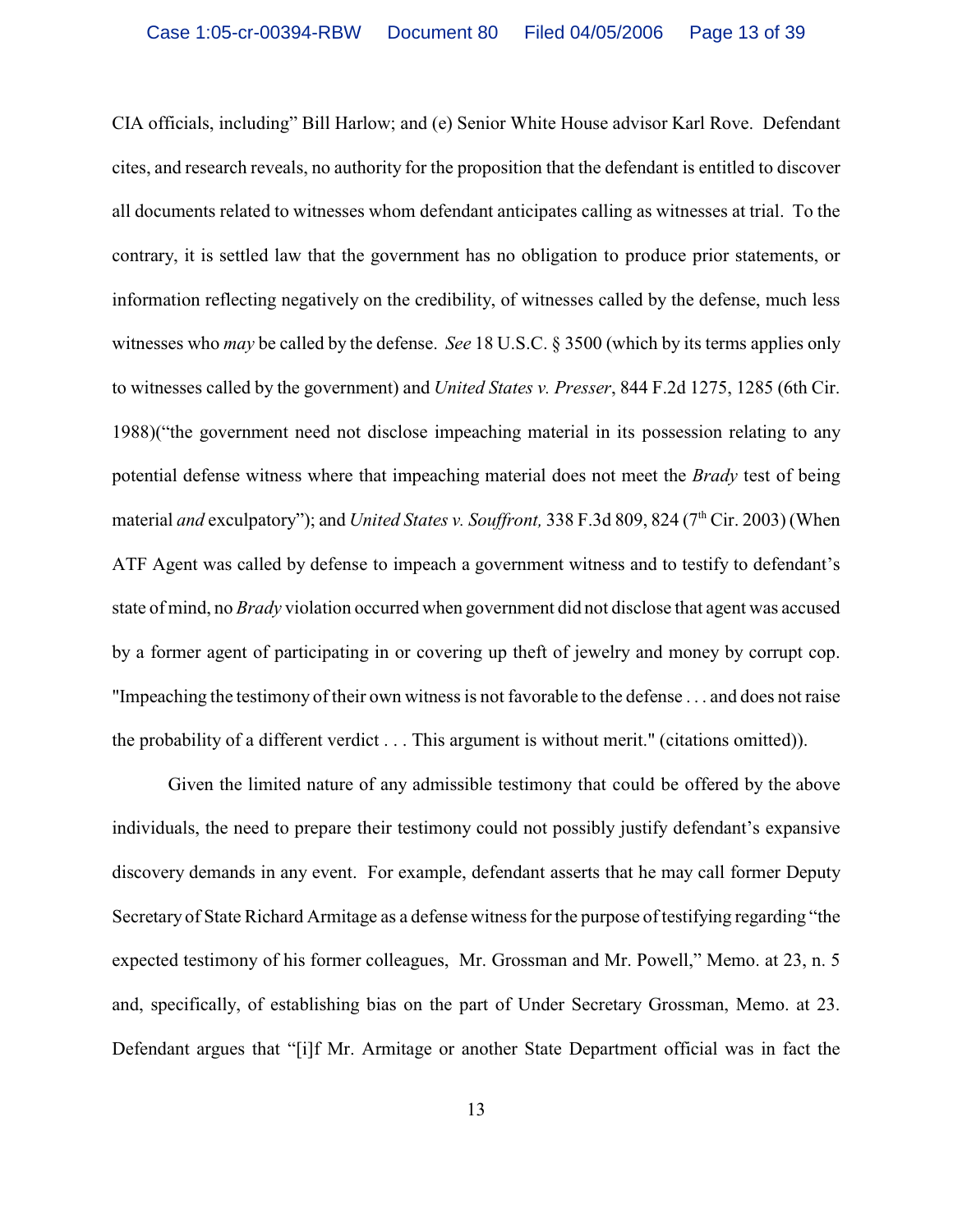CIA officials, including" Bill Harlow; and (e) Senior White House advisor Karl Rove. Defendant cites, and research reveals, no authority for the proposition that the defendant is entitled to discover all documents related to witnesses whom defendant anticipates calling as witnesses at trial. To the contrary, it is settled law that the government has no obligation to produce prior statements, or information reflecting negatively on the credibility, of witnesses called by the defense, much less witnesses who *may* be called by the defense. *See* 18 U.S.C. § 3500 (which by its terms applies only to witnesses called by the government) and *United States v. Presser*, 844 F.2d 1275, 1285 (6th Cir. 1988)("the government need not disclose impeaching material in its possession relating to any potential defense witness where that impeaching material does not meet the *Brady* test of being material *and* exculpatory"); and *United States v. Souffront,* 338 F.3d 809, 824 (7th Cir. 2003) (When ATF Agent was called by defense to impeach a government witness and to testify to defendant's state of mind, no *Brady* violation occurred when government did not disclose that agent was accused by a former agent of participating in or covering up theft of jewelry and money by corrupt cop. "Impeaching the testimony of their own witness is not favorable to the defense . . . and does not raise the probability of a different verdict . . . This argument is without merit." (citations omitted)).

Given the limited nature of any admissible testimony that could be offered by the above individuals, the need to prepare their testimony could not possibly justify defendant's expansive discovery demands in any event. For example, defendant asserts that he may call former Deputy Secretary of State Richard Armitage as a defense witness for the purpose of testifying regarding "the expected testimony of his former colleagues, Mr. Grossman and Mr. Powell," Memo. at 23, n. 5 and, specifically, of establishing bias on the part of Under Secretary Grossman, Memo. at 23. Defendant argues that "[i]f Mr. Armitage or another State Department official was in fact the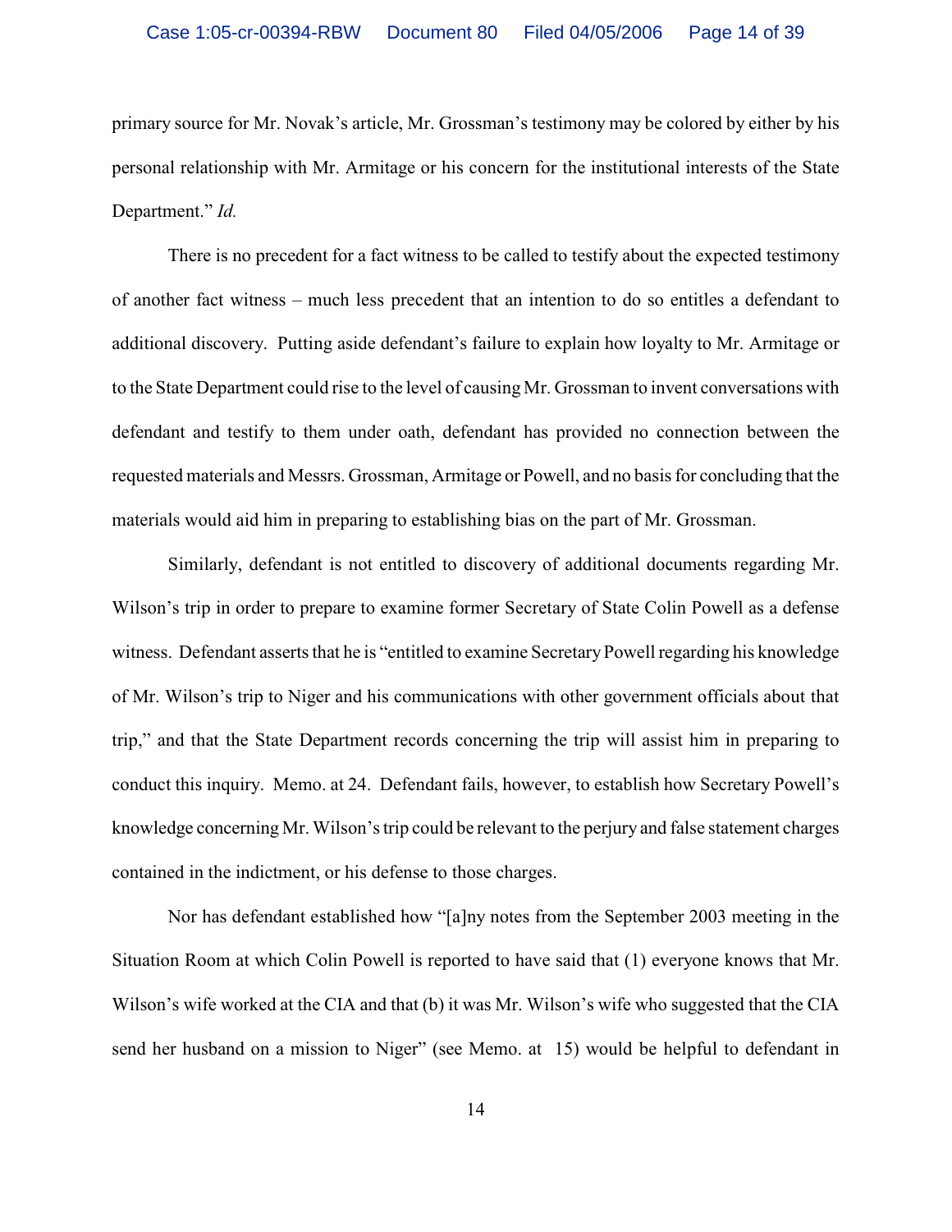primary source for Mr. Novak's article, Mr. Grossman's testimony may be colored by either by his personal relationship with Mr. Armitage or his concern for the institutional interests of the State Department." *Id.*

There is no precedent for a fact witness to be called to testify about the expected testimony of another fact witness – much less precedent that an intention to do so entitles a defendant to additional discovery. Putting aside defendant's failure to explain how loyalty to Mr. Armitage or to the State Department could rise to the level of causing Mr. Grossman to invent conversations with defendant and testify to them under oath, defendant has provided no connection between the requested materials and Messrs. Grossman, Armitage or Powell, and no basis for concluding that the materials would aid him in preparing to establishing bias on the part of Mr. Grossman.

Similarly, defendant is not entitled to discovery of additional documents regarding Mr. Wilson's trip in order to prepare to examine former Secretary of State Colin Powell as a defense witness. Defendant asserts that he is "entitled to examine Secretary Powell regarding his knowledge of Mr. Wilson's trip to Niger and his communications with other government officials about that trip," and that the State Department records concerning the trip will assist him in preparing to conduct this inquiry. Memo. at 24. Defendant fails, however, to establish how Secretary Powell's knowledge concerning Mr. Wilson's trip could be relevant to the perjury and false statement charges contained in the indictment, or his defense to those charges.

Nor has defendant established how "[a]ny notes from the September 2003 meeting in the Situation Room at which Colin Powell is reported to have said that (1) everyone knows that Mr. Wilson's wife worked at the CIA and that (b) it was Mr. Wilson's wife who suggested that the CIA send her husband on a mission to Niger" (see Memo. at 15) would be helpful to defendant in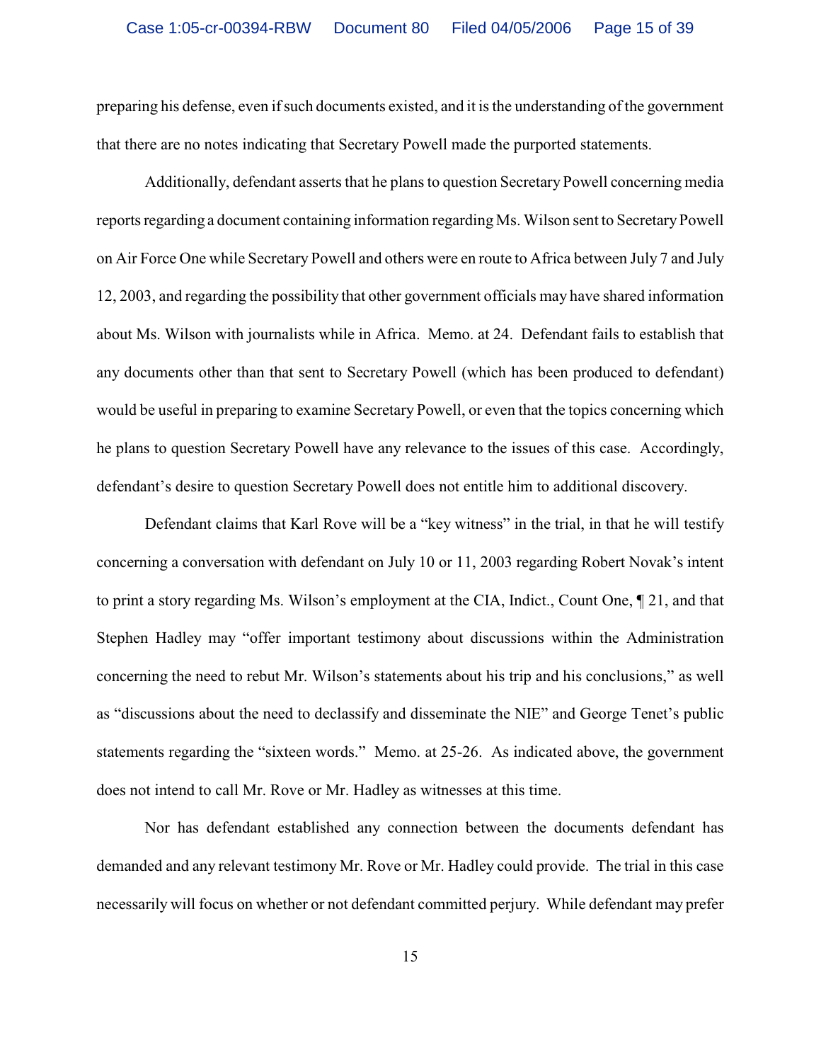preparing his defense, even if such documents existed, and it is the understanding of the government that there are no notes indicating that Secretary Powell made the purported statements.

Additionally, defendant asserts that he plans to question Secretary Powell concerning media reports regarding a document containing information regarding Ms. Wilson sent to Secretary Powell on Air Force One while Secretary Powell and others were en route to Africa between July 7 and July 12, 2003, and regarding the possibility that other government officials may have shared information about Ms. Wilson with journalists while in Africa. Memo. at 24. Defendant fails to establish that any documents other than that sent to Secretary Powell (which has been produced to defendant) would be useful in preparing to examine Secretary Powell, or even that the topics concerning which he plans to question Secretary Powell have any relevance to the issues of this case. Accordingly, defendant's desire to question Secretary Powell does not entitle him to additional discovery.

Defendant claims that Karl Rove will be a "key witness" in the trial, in that he will testify concerning a conversation with defendant on July 10 or 11, 2003 regarding Robert Novak's intent to print a story regarding Ms. Wilson's employment at the CIA, Indict., Count One, ¶ 21, and that Stephen Hadley may "offer important testimony about discussions within the Administration concerning the need to rebut Mr. Wilson's statements about his trip and his conclusions," as well as "discussions about the need to declassify and disseminate the NIE" and George Tenet's public statements regarding the "sixteen words." Memo. at 25-26. As indicated above, the government does not intend to call Mr. Rove or Mr. Hadley as witnesses at this time.

Nor has defendant established any connection between the documents defendant has demanded and any relevant testimony Mr. Rove or Mr. Hadley could provide. The trial in this case necessarily will focus on whether or not defendant committed perjury. While defendant may prefer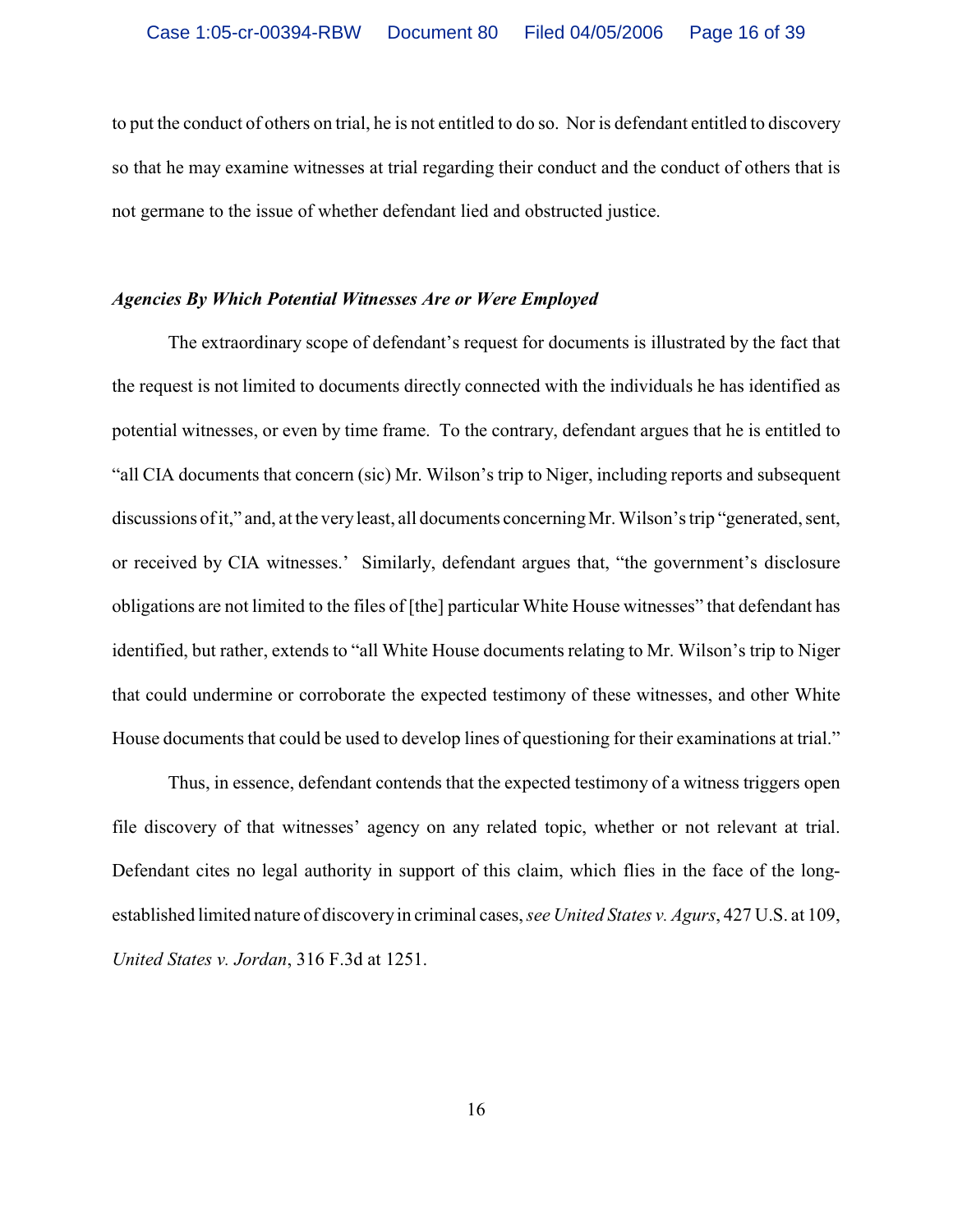to put the conduct of others on trial, he is not entitled to do so. Nor is defendant entitled to discovery so that he may examine witnesses at trial regarding their conduct and the conduct of others that is not germane to the issue of whether defendant lied and obstructed justice.

***Agencies By Which Potential Witnesses Are or Were Employed***

The extraordinary scope of defendant's request for documents is illustrated by the fact that the request is not limited to documents directly connected with the individuals he has identified as potential witnesses, or even by time frame. To the contrary, defendant argues that he is entitled to "all CIA documents that concern (sic) Mr. Wilson's trip to Niger, including reports and subsequent discussions of it," and, at the very least, all documents concerning Mr. Wilson's trip "generated, sent, or received by CIA witnesses.' Similarly, defendant argues that, "the government's disclosure obligations are not limited to the files of [the] particular White House witnesses" that defendant has identified, but rather, extends to "all White House documents relating to Mr. Wilson's trip to Niger that could undermine or corroborate the expected testimony of these witnesses, and other White House documents that could be used to develop lines of questioning for their examinations at trial."

Thus, in essence, defendant contends that the expected testimony of a witness triggers open file discovery of that witnesses' agency on any related topic, whether or not relevant at trial. Defendant cites no legal authority in support of this claim, which flies in the face of the long-established limited nature of discovery in criminal cases, *see United States v. Agurs*, 427 U.S. at 109, *United States v. Jordan*, 316 F.3d at 1251.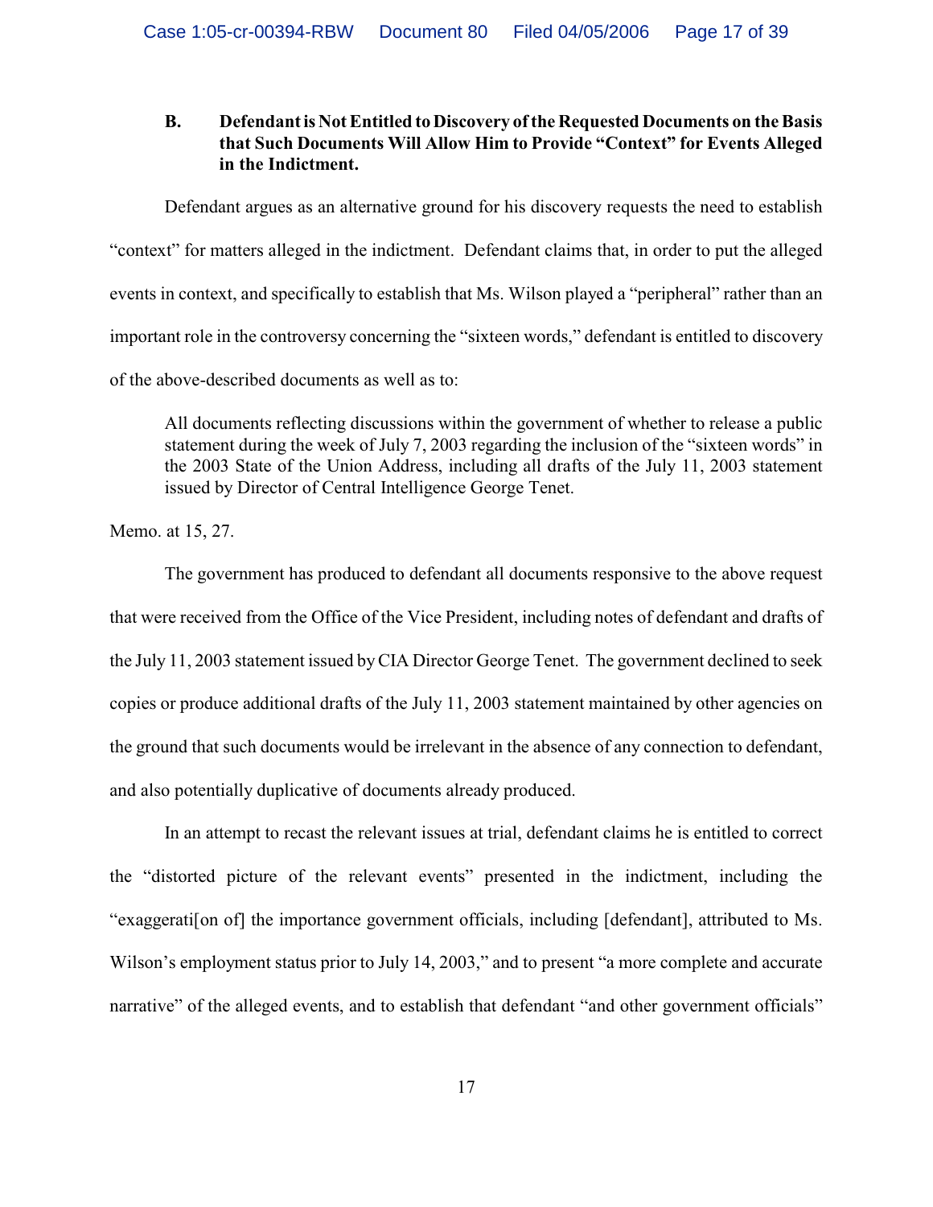### B. Defendant is Not Entitled to Discovery of the Requested Documents on the Basis that Such Documents Will Allow Him to Provide "Context" for Events Alleged in the Indictment.

Defendant argues as an alternative ground for his discovery requests the need to establish "context" for matters alleged in the indictment. Defendant claims that, in order to put the alleged events in context, and specifically to establish that Ms. Wilson played a "peripheral" rather than an important role in the controversy concerning the "sixteen words," defendant is entitled to discovery of the above-described documents as well as to:

> All documents reflecting discussions within the government of whether to release a public statement during the week of July 7, 2003 regarding the inclusion of the "sixteen words" in the 2003 State of the Union Address, including all drafts of the July 11, 2003 statement issued by Director of Central Intelligence George Tenet.

Memo. at 15, 27.

The government has produced to defendant all documents responsive to the above request that were received from the Office of the Vice President, including notes of defendant and drafts of the July 11, 2003 statement issued by CIA Director George Tenet. The government declined to seek copies or produce additional drafts of the July 11, 2003 statement maintained by other agencies on the ground that such documents would be irrelevant in the absence of any connection to defendant, and also potentially duplicative of documents already produced.

In an attempt to recast the relevant issues at trial, defendant claims he is entitled to correct the "distorted picture of the relevant events" presented in the indictment, including the "exaggerati[on of] the importance government officials, including [defendant], attributed to Ms. Wilson's employment status prior to July 14, 2003," and to present "a more complete and accurate narrative" of the alleged events, and to establish that defendant "and other government officials"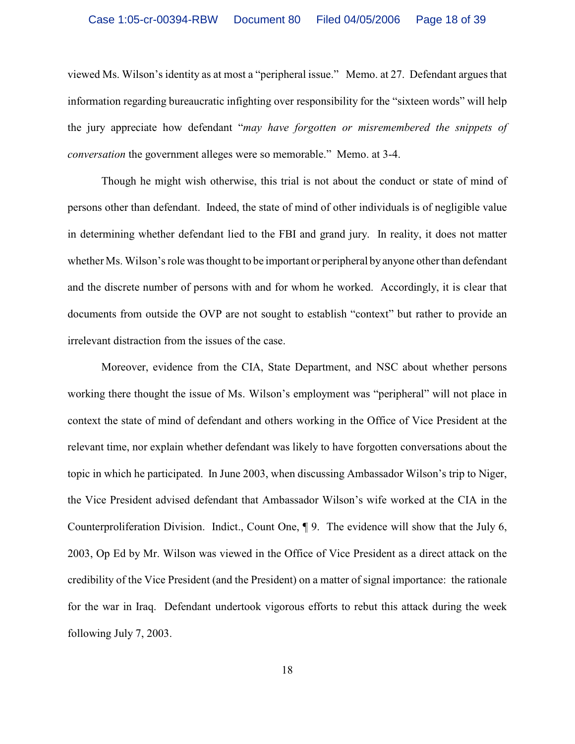viewed Ms. Wilson's identity as at most a "peripheral issue." Memo. at 27. Defendant argues that information regarding bureaucratic infighting over responsibility for the "sixteen words" will help the jury appreciate how defendant "*may have forgotten or misremembered the snippets of conversation* the government alleges were so memorable." Memo. at 3-4.

Though he might wish otherwise, this trial is not about the conduct or state of mind of persons other than defendant. Indeed, the state of mind of other individuals is of negligible value in determining whether defendant lied to the FBI and grand jury. In reality, it does not matter whether Ms. Wilson's role was thought to be important or peripheral by anyone other than defendant and the discrete number of persons with and for whom he worked. Accordingly, it is clear that documents from outside the OVP are not sought to establish "context" but rather to provide an irrelevant distraction from the issues of the case.

Moreover, evidence from the CIA, State Department, and NSC about whether persons working there thought the issue of Ms. Wilson's employment was "peripheral" will not place in context the state of mind of defendant and others working in the Office of Vice President at the relevant time, nor explain whether defendant was likely to have forgotten conversations about the topic in which he participated. In June 2003, when discussing Ambassador Wilson's trip to Niger, the Vice President advised defendant that Ambassador Wilson's wife worked at the CIA in the Counterproliferation Division. Indict., Count One, ¶ 9. The evidence will show that the July 6, 2003, Op Ed by Mr. Wilson was viewed in the Office of Vice President as a direct attack on the credibility of the Vice President (and the President) on a matter of signal importance: the rationale for the war in Iraq. Defendant undertook vigorous efforts to rebut this attack during the week following July 7, 2003.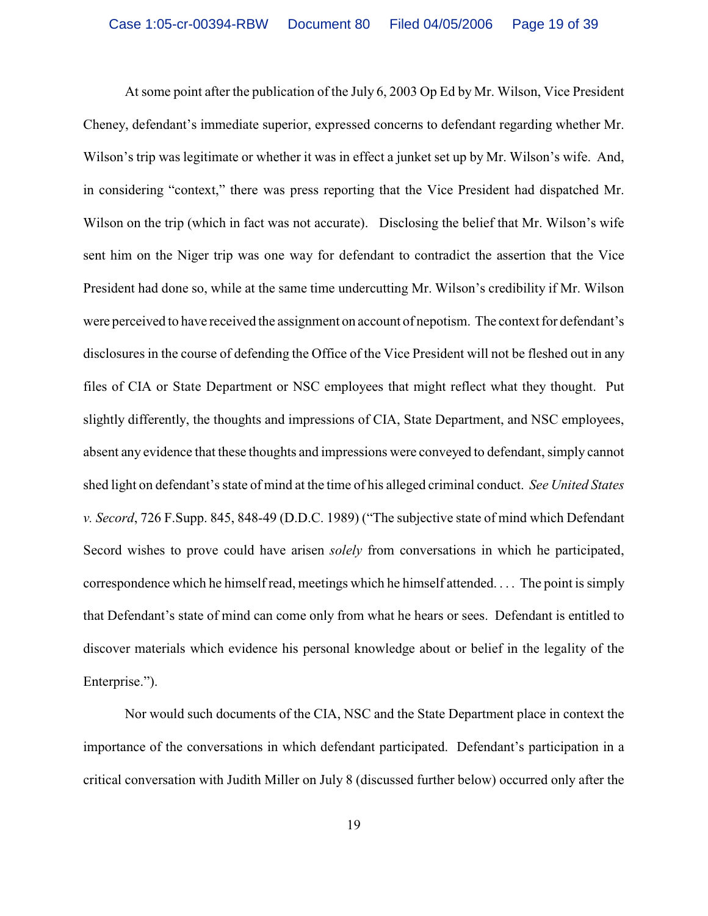At some point after the publication of the July 6, 2003 Op Ed by Mr. Wilson, Vice President Cheney, defendant's immediate superior, expressed concerns to defendant regarding whether Mr. Wilson's trip was legitimate or whether it was in effect a junket set up by Mr. Wilson's wife. And, in considering "context," there was press reporting that the Vice President had dispatched Mr. Wilson on the trip (which in fact was not accurate). Disclosing the belief that Mr. Wilson's wife sent him on the Niger trip was one way for defendant to contradict the assertion that the Vice President had done so, while at the same time undercutting Mr. Wilson's credibility if Mr. Wilson were perceived to have received the assignment on account of nepotism. The context for defendant's disclosures in the course of defending the Office of the Vice President will not be fleshed out in any files of CIA or State Department or NSC employees that might reflect what they thought. Put slightly differently, the thoughts and impressions of CIA, State Department, and NSC employees, absent any evidence that these thoughts and impressions were conveyed to defendant, simply cannot shed light on defendant's state of mind at the time of his alleged criminal conduct. *See United States v. Secord*, 726 F.Supp. 845, 848-49 (D.D.C. 1989) ("The subjective state of mind which Defendant Secord wishes to prove could have arisen *solely* from conversations in which he participated, correspondence which he himself read, meetings which he himself attended. . . . The point is simply that Defendant's state of mind can come only from what he hears or sees. Defendant is entitled to discover materials which evidence his personal knowledge about or belief in the legality of the Enterprise.").

Nor would such documents of the CIA, NSC and the State Department place in context the importance of the conversations in which defendant participated. Defendant's participation in a critical conversation with Judith Miller on July 8 (discussed further below) occurred only after the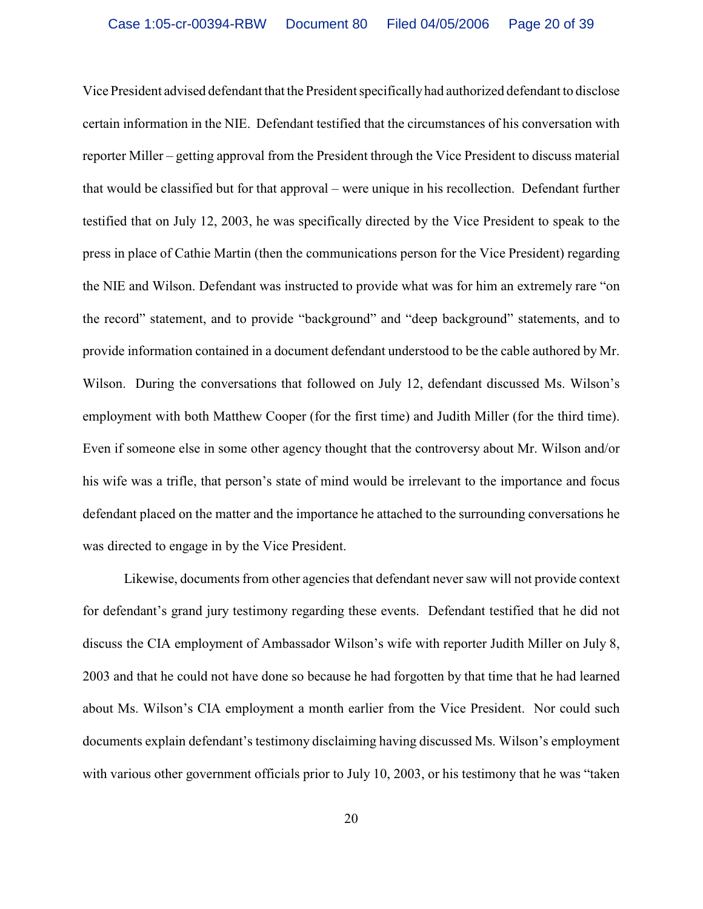Vice President advised defendant that the President specifically had authorized defendant to disclose certain information in the NIE. Defendant testified that the circumstances of his conversation with reporter Miller – getting approval from the President through the Vice President to discuss material that would be classified but for that approval – were unique in his recollection. Defendant further testified that on July 12, 2003, he was specifically directed by the Vice President to speak to the press in place of Cathie Martin (then the communications person for the Vice President) regarding the NIE and Wilson. Defendant was instructed to provide what was for him an extremely rare "on the record" statement, and to provide "background" and "deep background" statements, and to provide information contained in a document defendant understood to be the cable authored by Mr. Wilson. During the conversations that followed on July 12, defendant discussed Ms. Wilson's employment with both Matthew Cooper (for the first time) and Judith Miller (for the third time). Even if someone else in some other agency thought that the controversy about Mr. Wilson and/or his wife was a trifle, that person's state of mind would be irrelevant to the importance and focus defendant placed on the matter and the importance he attached to the surrounding conversations he was directed to engage in by the Vice President.

Likewise, documents from other agencies that defendant never saw will not provide context for defendant's grand jury testimony regarding these events. Defendant testified that he did not discuss the CIA employment of Ambassador Wilson's wife with reporter Judith Miller on July 8, 2003 and that he could not have done so because he had forgotten by that time that he had learned about Ms. Wilson's CIA employment a month earlier from the Vice President. Nor could such documents explain defendant's testimony disclaiming having discussed Ms. Wilson's employment with various other government officials prior to July 10, 2003, or his testimony that he was "taken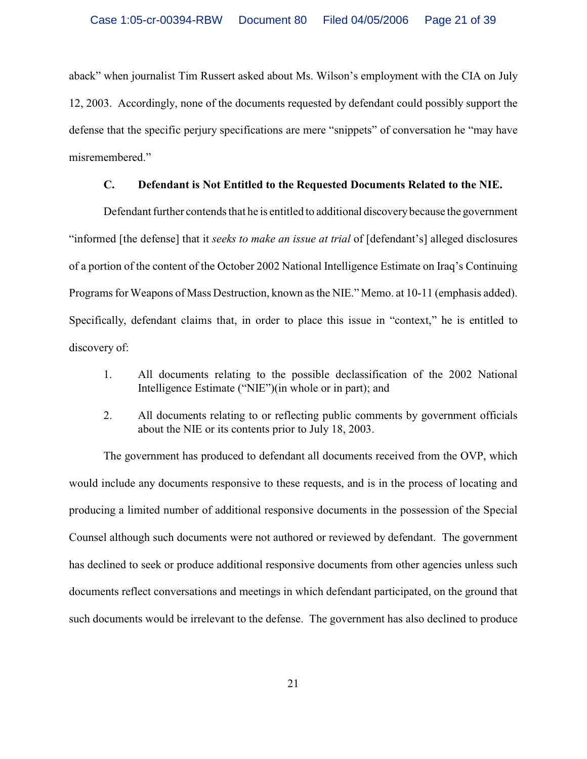aback" when journalist Tim Russert asked about Ms. Wilson's employment with the CIA on July 12, 2003. Accordingly, none of the documents requested by defendant could possibly support the defense that the specific perjury specifications are mere "snippets" of conversation he "may have misremembered."

### C. Defendant is Not Entitled to the Requested Documents Related to the NIE.

Defendant further contends that he is entitled to additional discovery because the government "informed [the defense] that it *seeks to make an issue at trial* of [defendant's] alleged disclosures of a portion of the content of the October 2002 National Intelligence Estimate on Iraq's Continuing Programs for Weapons of Mass Destruction, known as the NIE." Memo. at 10-11 (emphasis added). Specifically, defendant claims that, in order to place this issue in "context," he is entitled to discovery of:

1. All documents relating to the possible declassification of the 2002 National Intelligence Estimate ("NIE")(in whole or in part); and
2. All documents relating to or reflecting public comments by government officials about the NIE or its contents prior to July 18, 2003.

The government has produced to defendant all documents received from the OVP, which would include any documents responsive to these requests, and is in the process of locating and producing a limited number of additional responsive documents in the possession of the Special Counsel although such documents were not authored or reviewed by defendant. The government has declined to seek or produce additional responsive documents from other agencies unless such documents reflect conversations and meetings in which defendant participated, on the ground that such documents would be irrelevant to the defense. The government has also declined to produce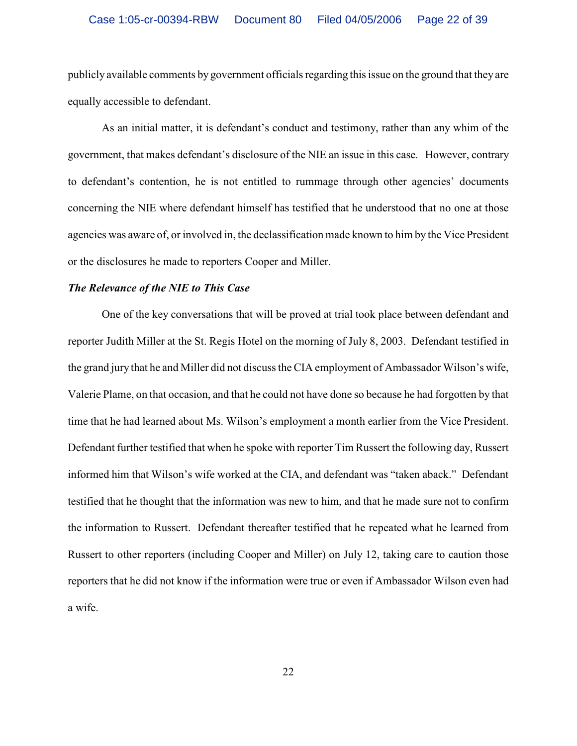publicly available comments by government officials regarding this issue on the ground that they are equally accessible to defendant.

As an initial matter, it is defendant's conduct and testimony, rather than any whim of the government, that makes defendant's disclosure of the NIE an issue in this case. However, contrary to defendant's contention, he is not entitled to rummage through other agencies' documents concerning the NIE where defendant himself has testified that he understood that no one at those agencies was aware of, or involved in, the declassification made known to him by the Vice President or the disclosures he made to reporters Cooper and Miller.

***The Relevance of the NIE to This Case***

One of the key conversations that will be proved at trial took place between defendant and reporter Judith Miller at the St. Regis Hotel on the morning of July 8, 2003. Defendant testified in the grand jury that he and Miller did not discuss the CIA employment of Ambassador Wilson's wife, Valerie Plame, on that occasion, and that he could not have done so because he had forgotten by that time that he had learned about Ms. Wilson's employment a month earlier from the Vice President. Defendant further testified that when he spoke with reporter Tim Russert the following day, Russert informed him that Wilson's wife worked at the CIA, and defendant was "taken aback." Defendant testified that he thought that the information was new to him, and that he made sure not to confirm the information to Russert. Defendant thereafter testified that he repeated what he learned from Russert to other reporters (including Cooper and Miller) on July 12, taking care to caution those reporters that he did not know if the information were true or even if Ambassador Wilson even had a wife.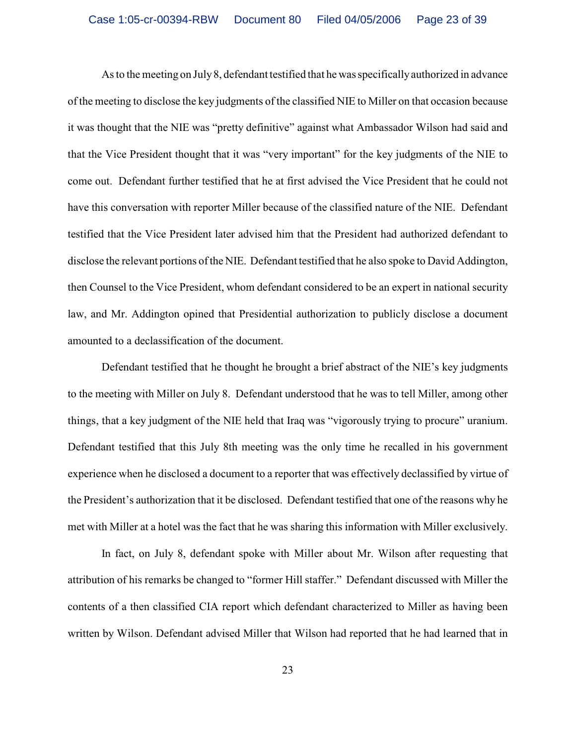As to the meeting on July 8, defendant testified that he was specifically authorized in advance of the meeting to disclose the key judgments of the classified NIE to Miller on that occasion because it was thought that the NIE was "pretty definitive" against what Ambassador Wilson had said and that the Vice President thought that it was "very important" for the key judgments of the NIE to come out. Defendant further testified that he at first advised the Vice President that he could not have this conversation with reporter Miller because of the classified nature of the NIE. Defendant testified that the Vice President later advised him that the President had authorized defendant to disclose the relevant portions of the NIE. Defendant testified that he also spoke to David Addington, then Counsel to the Vice President, whom defendant considered to be an expert in national security law, and Mr. Addington opined that Presidential authorization to publicly disclose a document amounted to a declassification of the document.

Defendant testified that he thought he brought a brief abstract of the NIE's key judgments to the meeting with Miller on July 8. Defendant understood that he was to tell Miller, among other things, that a key judgment of the NIE held that Iraq was "vigorously trying to procure" uranium. Defendant testified that this July 8th meeting was the only time he recalled in his government experience when he disclosed a document to a reporter that was effectively declassified by virtue of the President's authorization that it be disclosed. Defendant testified that one of the reasons why he met with Miller at a hotel was the fact that he was sharing this information with Miller exclusively.

In fact, on July 8, defendant spoke with Miller about Mr. Wilson after requesting that attribution of his remarks be changed to "former Hill staffer." Defendant discussed with Miller the contents of a then classified CIA report which defendant characterized to Miller as having been written by Wilson. Defendant advised Miller that Wilson had reported that he had learned that in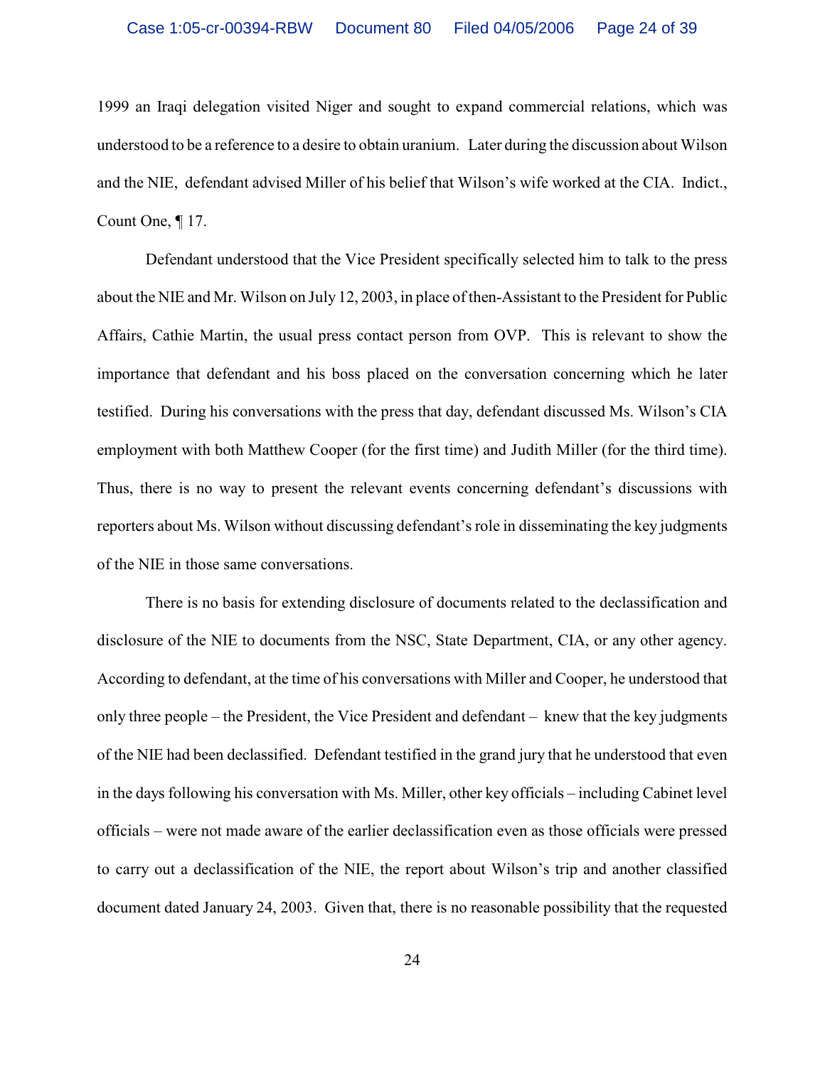1999 an Iraqi delegation visited Niger and sought to expand commercial relations, which was understood to be a reference to a desire to obtain uranium. Later during the discussion about Wilson and the NIE, defendant advised Miller of his belief that Wilson's wife worked at the CIA. Indict., Count One, ¶ 17.

Defendant understood that the Vice President specifically selected him to talk to the press about the NIE and Mr. Wilson on July 12, 2003, in place of then-Assistant to the President for Public Affairs, Cathie Martin, the usual press contact person from OVP. This is relevant to show the importance that defendant and his boss placed on the conversation concerning which he later testified. During his conversations with the press that day, defendant discussed Ms. Wilson's CIA employment with both Matthew Cooper (for the first time) and Judith Miller (for the third time). Thus, there is no way to present the relevant events concerning defendant's discussions with reporters about Ms. Wilson without discussing defendant's role in disseminating the key judgments of the NIE in those same conversations.

There is no basis for extending disclosure of documents related to the declassification and disclosure of the NIE to documents from the NSC, State Department, CIA, or any other agency. According to defendant, at the time of his conversations with Miller and Cooper, he understood that only three people – the President, the Vice President and defendant – knew that the key judgments of the NIE had been declassified. Defendant testified in the grand jury that he understood that even in the days following his conversation with Ms. Miller, other key officials – including Cabinet level officials – were not made aware of the earlier declassification even as those officials were pressed to carry out a declassification of the NIE, the report about Wilson's trip and another classified document dated January 24, 2003. Given that, there is no reasonable possibility that the requested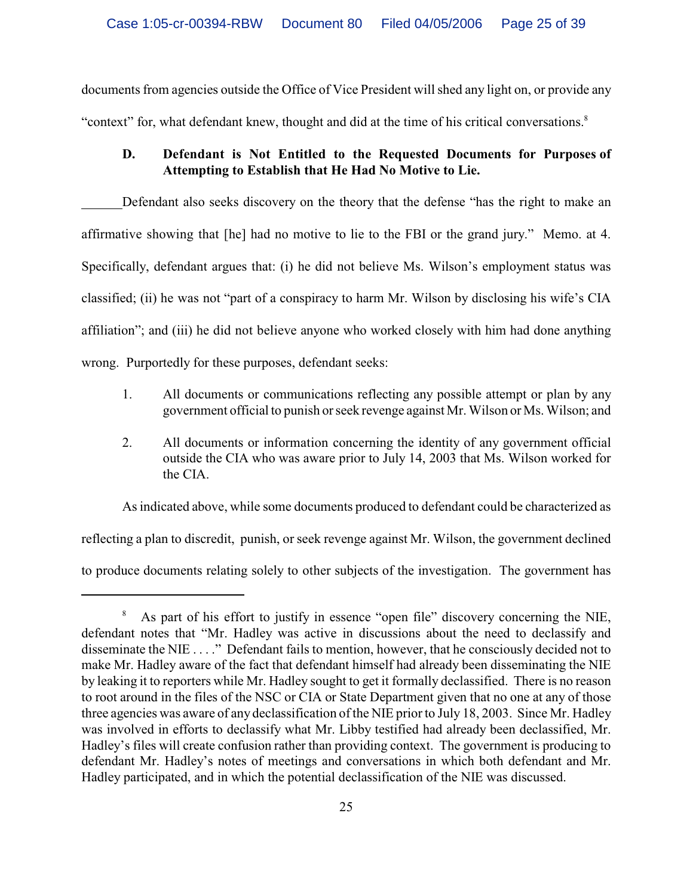documents from agencies outside the Office of Vice President will shed any light on, or provide any "context" for, what defendant knew, thought and did at the time of his critical conversations.[8]

### D. Defendant is Not Entitled to the Requested Documents for Purposes of Attempting to Establish that He Had No Motive to Lie.

Defendant also seeks discovery on the theory that the defense "has the right to make an affirmative showing that [he] had no motive to lie to the FBI or the grand jury." Memo. at 4. Specifically, defendant argues that: (i) he did not believe Ms. Wilson's employment status was classified; (ii) he was not "part of a conspiracy to harm Mr. Wilson by disclosing his wife's CIA affiliation"; and (iii) he did not believe anyone who worked closely with him had done anything wrong. Purportedly for these purposes, defendant seeks:

1. All documents or communications reflecting any possible attempt or plan by any government official to punish or seek revenge against Mr. Wilson or Ms. Wilson; and

2. All documents or information concerning the identity of any government official outside the CIA who was aware prior to July 14, 2003 that Ms. Wilson worked for the CIA.

As indicated above, while some documents produced to defendant could be characterized as reflecting a plan to discredit, punish, or seek revenge against Mr. Wilson, the government declined to produce documents relating solely to other subjects of the investigation. The government has

---

[8] As part of his effort to justify in essence "open file" discovery concerning the NIE, defendant notes that "Mr. Hadley was active in discussions about the need to declassify and disseminate the NIE . . . ." Defendant fails to mention, however, that he consciously decided not to make Mr. Hadley aware of the fact that defendant himself had already been disseminating the NIE by leaking it to reporters while Mr. Hadley sought to get it formally declassified. There is no reason to root around in the files of the NSC or CIA or State Department given that no one at any of those three agencies was aware of any declassification of the NIE prior to July 18, 2003. Since Mr. Hadley was involved in efforts to declassify what Mr. Libby testified had already been declassified, Mr. Hadley's files will create confusion rather than providing context. The government is producing to defendant Mr. Hadley's notes of meetings and conversations in which both defendant and Mr. Hadley participated, and in which the potential declassification of the NIE was discussed.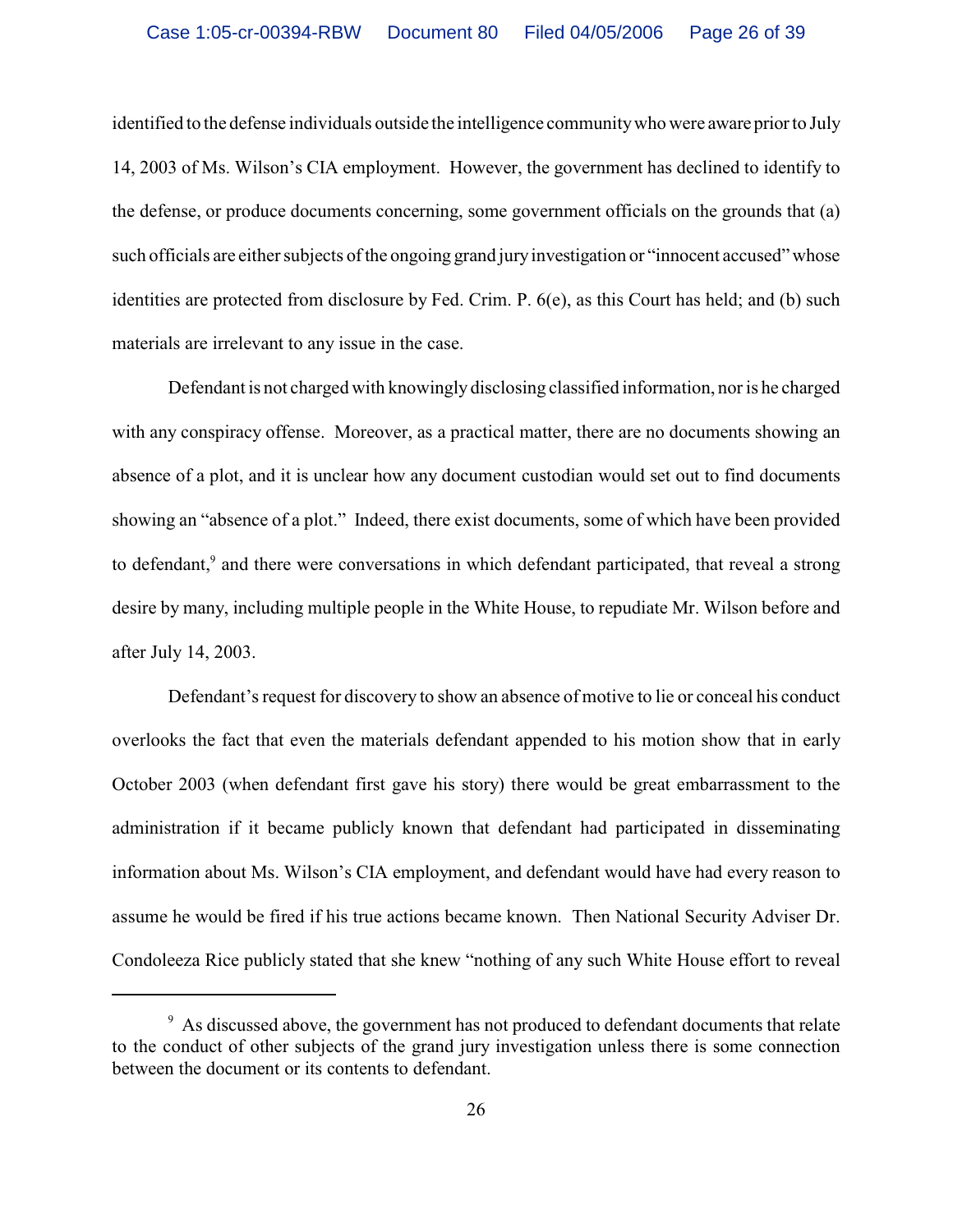identified to the defense individuals outside the intelligence community who were aware prior to July 14, 2003 of Ms. Wilson's CIA employment. However, the government has declined to identify to the defense, or produce documents concerning, some government officials on the grounds that (a) such officials are either subjects of the ongoing grand jury investigation or "innocent accused" whose identities are protected from disclosure by Fed. Crim. P. 6(e), as this Court has held; and (b) such materials are irrelevant to any issue in the case.

Defendant is not charged with knowingly disclosing classified information, nor is he charged with any conspiracy offense. Moreover, as a practical matter, there are no documents showing an absence of a plot, and it is unclear how any document custodian would set out to find documents showing an "absence of a plot." Indeed, there exist documents, some of which have been provided to defendant,[9] and there were conversations in which defendant participated, that reveal a strong desire by many, including multiple people in the White House, to repudiate Mr. Wilson before and after July 14, 2003.

Defendant's request for discovery to show an absence of motive to lie or conceal his conduct overlooks the fact that even the materials defendant appended to his motion show that in early October 2003 (when defendant first gave his story) there would be great embarrassment to the administration if it became publicly known that defendant had participated in disseminating information about Ms. Wilson's CIA employment, and defendant would have had every reason to assume he would be fired if his true actions became known. Then National Security Adviser Dr. Condoleeza Rice publicly stated that she knew "nothing of any such White House effort to reveal

[9] As discussed above, the government has not produced to defendant documents that relate to the conduct of other subjects of the grand jury investigation unless there is some connection between the document or its contents to defendant.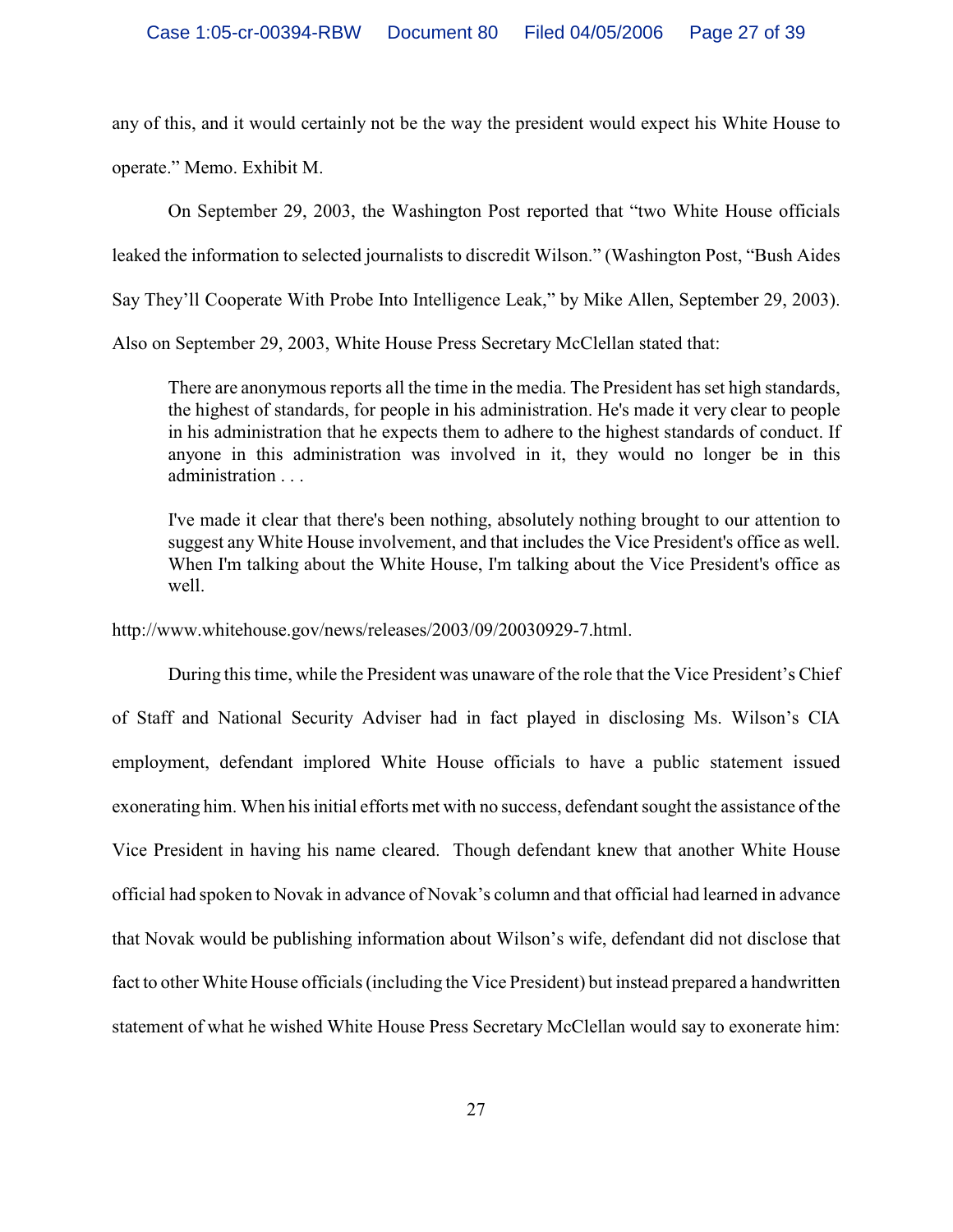any of this, and it would certainly not be the way the president would expect his White House to operate." Memo. Exhibit M.

On September 29, 2003, the Washington Post reported that "two White House officials leaked the information to selected journalists to discredit Wilson." (Washington Post, "Bush Aides Say They'll Cooperate With Probe Into Intelligence Leak," by Mike Allen, September 29, 2003). Also on September 29, 2003, White House Press Secretary McClellan stated that:

> There are anonymous reports all the time in the media. The President has set high standards, the highest of standards, for people in his administration. He's made it very clear to people in his administration that he expects them to adhere to the highest standards of conduct. If anyone in this administration was involved in it, they would no longer be in this administration . . .
>
> I've made it clear that there's been nothing, absolutely nothing brought to our attention to suggest any White House involvement, and that includes the Vice President's office as well. When I'm talking about the White House, I'm talking about the Vice President's office as well.

http://www.whitehouse.gov/news/releases/2003/09/20030929-7.html.

During this time, while the President was unaware of the role that the Vice President's Chief of Staff and National Security Adviser had in fact played in disclosing Ms. Wilson's CIA employment, defendant implored White House officials to have a public statement issued exonerating him. When his initial efforts met with no success, defendant sought the assistance of the Vice President in having his name cleared. Though defendant knew that another White House official had spoken to Novak in advance of Novak's column and that official had learned in advance that Novak would be publishing information about Wilson's wife, defendant did not disclose that fact to other White House officials (including the Vice President) but instead prepared a handwritten statement of what he wished White House Press Secretary McClellan would say to exonerate him: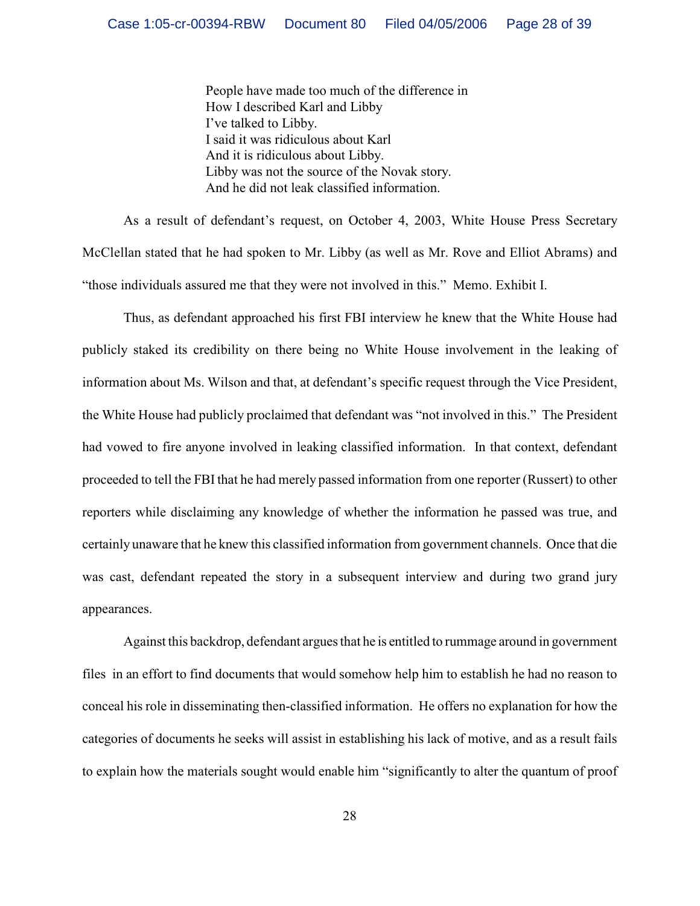> People have made too much of the difference in
> How I described Karl and Libby
> I've talked to Libby.
> I said it was ridiculous about Karl
> And it is ridiculous about Libby.
> Libby was not the source of the Novak story.
> And he did not leak classified information.

As a result of defendant's request, on October 4, 2003, White House Press Secretary McClellan stated that he had spoken to Mr. Libby (as well as Mr. Rove and Elliot Abrams) and "those individuals assured me that they were not involved in this." Memo. Exhibit I.

Thus, as defendant approached his first FBI interview he knew that the White House had publicly staked its credibility on there being no White House involvement in the leaking of information about Ms. Wilson and that, at defendant's specific request through the Vice President, the White House had publicly proclaimed that defendant was "not involved in this." The President had vowed to fire anyone involved in leaking classified information. In that context, defendant proceeded to tell the FBI that he had merely passed information from one reporter (Russert) to other reporters while disclaiming any knowledge of whether the information he passed was true, and certainly unaware that he knew this classified information from government channels. Once that die was cast, defendant repeated the story in a subsequent interview and during two grand jury appearances.

Against this backdrop, defendant argues that he is entitled to rummage around in government files in an effort to find documents that would somehow help him to establish he had no reason to conceal his role in disseminating then-classified information. He offers no explanation for how the categories of documents he seeks will assist in establishing his lack of motive, and as a result fails to explain how the materials sought would enable him "significantly to alter the quantum of proof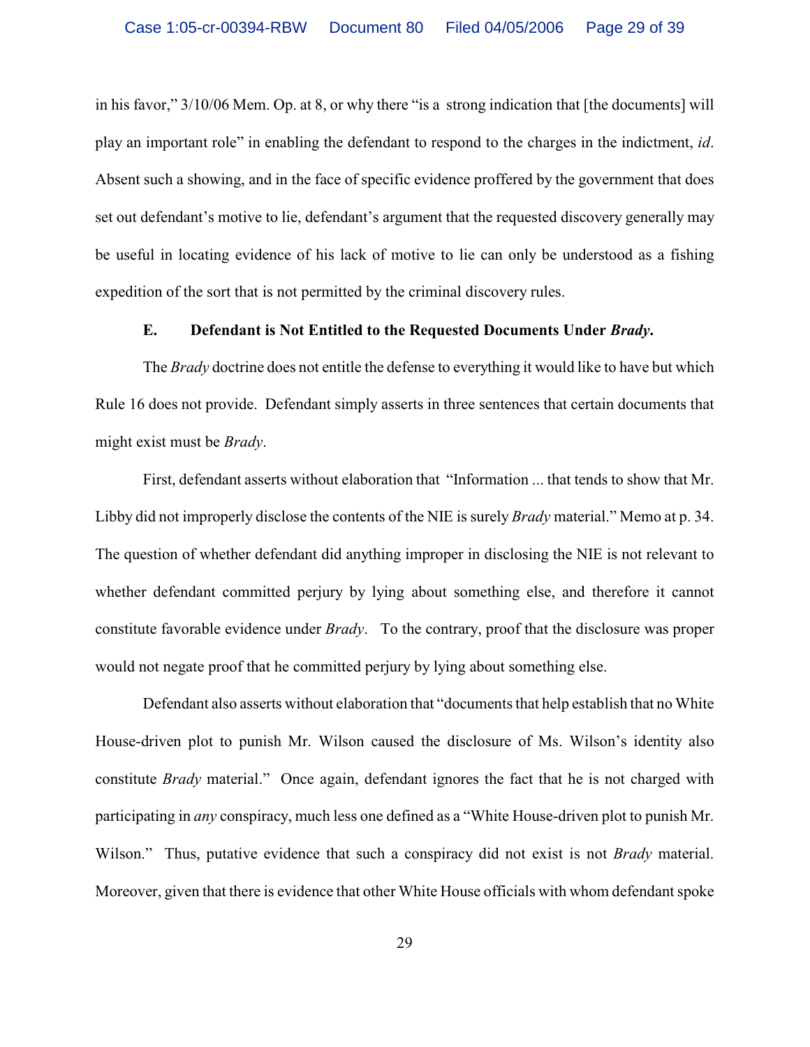in his favor," 3/10/06 Mem. Op. at 8, or why there "is a strong indication that [the documents] will play an important role" in enabling the defendant to respond to the charges in the indictment, *id*. Absent such a showing, and in the face of specific evidence proffered by the government that does set out defendant's motive to lie, defendant's argument that the requested discovery generally may be useful in locating evidence of his lack of motive to lie can only be understood as a fishing expedition of the sort that is not permitted by the criminal discovery rules.

### E. Defendant is Not Entitled to the Requested Documents Under *Brady*.

The *Brady* doctrine does not entitle the defense to everything it would like to have but which Rule 16 does not provide. Defendant simply asserts in three sentences that certain documents that might exist must be *Brady*.

First, defendant asserts without elaboration that "Information ... that tends to show that Mr. Libby did not improperly disclose the contents of the NIE is surely *Brady* material." Memo at p. 34. The question of whether defendant did anything improper in disclosing the NIE is not relevant to whether defendant committed perjury by lying about something else, and therefore it cannot constitute favorable evidence under *Brady*. To the contrary, proof that the disclosure was proper would not negate proof that he committed perjury by lying about something else.

Defendant also asserts without elaboration that "documents that help establish that no White House-driven plot to punish Mr. Wilson caused the disclosure of Ms. Wilson's identity also constitute *Brady* material." Once again, defendant ignores the fact that he is not charged with participating in *any* conspiracy, much less one defined as a "White House-driven plot to punish Mr. Wilson." Thus, putative evidence that such a conspiracy did not exist is not *Brady* material. Moreover, given that there is evidence that other White House officials with whom defendant spoke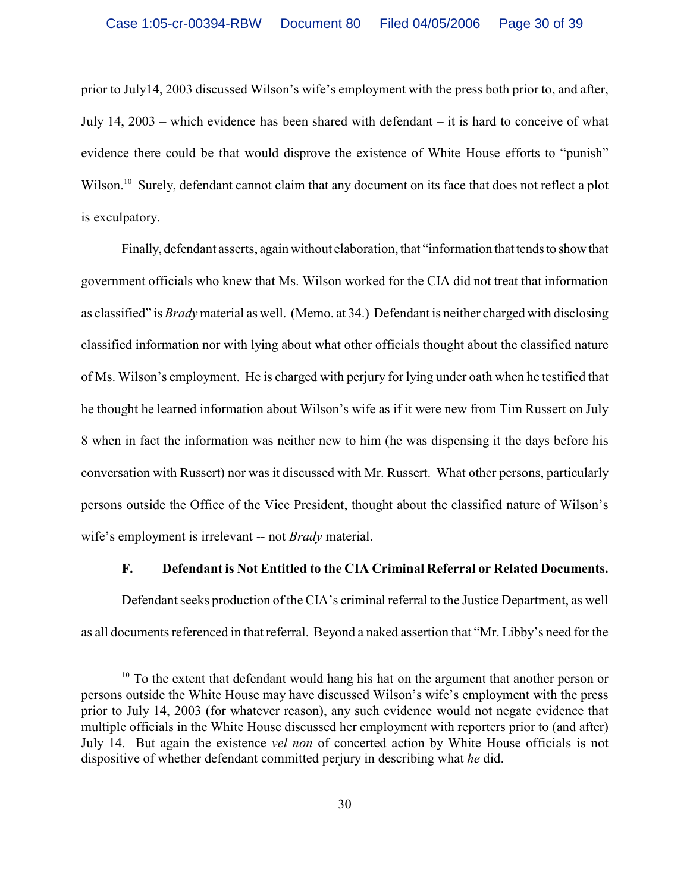prior to July14, 2003 discussed Wilson's wife's employment with the press both prior to, and after, July 14, 2003 – which evidence has been shared with defendant – it is hard to conceive of what evidence there could be that would disprove the existence of White House efforts to "punish" Wilson.[10] Surely, defendant cannot claim that any document on its face that does not reflect a plot is exculpatory.

Finally, defendant asserts, again without elaboration, that "information that tends to show that government officials who knew that Ms. Wilson worked for the CIA did not treat that information as classified" is *Brady* material as well. (Memo. at 34.) Defendant is neither charged with disclosing classified information nor with lying about what other officials thought about the classified nature of Ms. Wilson's employment. He is charged with perjury for lying under oath when he testified that he thought he learned information about Wilson's wife as if it were new from Tim Russert on July 8 when in fact the information was neither new to him (he was dispensing it the days before his conversation with Russert) nor was it discussed with Mr. Russert. What other persons, particularly persons outside the Office of the Vice President, thought about the classified nature of Wilson's wife's employment is irrelevant -- not *Brady* material.

### F. Defendant is Not Entitled to the CIA Criminal Referral or Related Documents.

Defendant seeks production of the CIA's criminal referral to the Justice Department, as well as all documents referenced in that referral. Beyond a naked assertion that "Mr. Libby's need for the

---

[10] To the extent that defendant would hang his hat on the argument that another person or persons outside the White House may have discussed Wilson's wife's employment with the press prior to July 14, 2003 (for whatever reason), any such evidence would not negate evidence that multiple officials in the White House discussed her employment with reporters prior to (and after) July 14. But again the existence *vel non* of concerted action by White House officials is not dispositive of whether defendant committed perjury in describing what *he* did.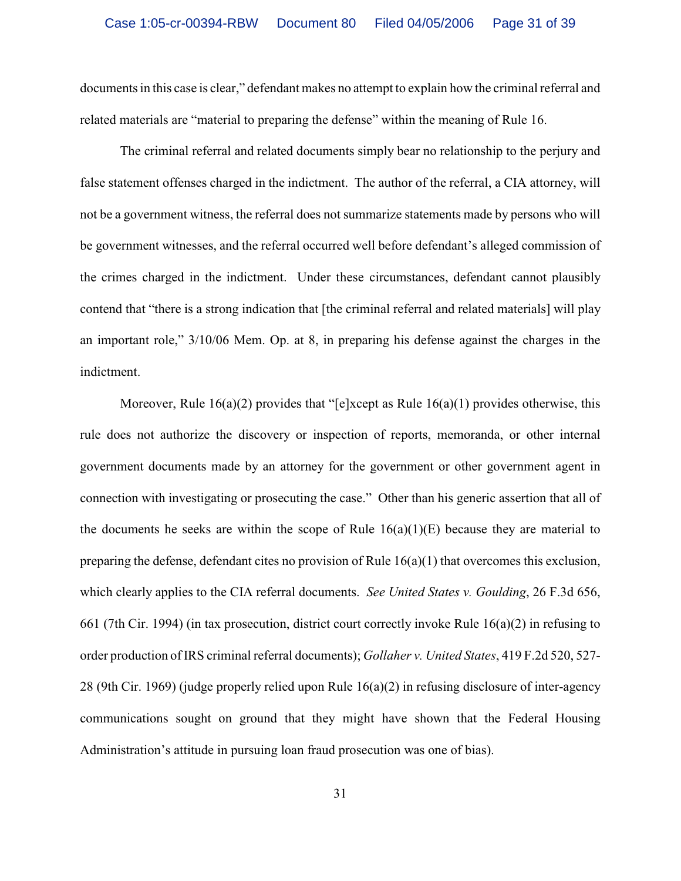documents in this case is clear," defendant makes no attempt to explain how the criminal referral and related materials are "material to preparing the defense" within the meaning of Rule 16.

The criminal referral and related documents simply bear no relationship to the perjury and false statement offenses charged in the indictment. The author of the referral, a CIA attorney, will not be a government witness, the referral does not summarize statements made by persons who will be government witnesses, and the referral occurred well before defendant's alleged commission of the crimes charged in the indictment. Under these circumstances, defendant cannot plausibly contend that "there is a strong indication that [the criminal referral and related materials] will play an important role," 3/10/06 Mem. Op. at 8, in preparing his defense against the charges in the indictment.

Moreover, Rule 16(a)(2) provides that "[e]xcept as Rule 16(a)(1) provides otherwise, this rule does not authorize the discovery or inspection of reports, memoranda, or other internal government documents made by an attorney for the government or other government agent in connection with investigating or prosecuting the case." Other than his generic assertion that all of the documents he seeks are within the scope of Rule 16(a)(1)(E) because they are material to preparing the defense, defendant cites no provision of Rule 16(a)(1) that overcomes this exclusion, which clearly applies to the CIA referral documents. *See United States v. Goulding*, 26 F.3d 656, 661 (7th Cir. 1994) (in tax prosecution, district court correctly invoke Rule 16(a)(2) in refusing to order production of IRS criminal referral documents); *Gollaher v. United States*, 419 F.2d 520, 527-28 (9th Cir. 1969) (judge properly relied upon Rule 16(a)(2) in refusing disclosure of inter-agency communications sought on ground that they might have shown that the Federal Housing Administration's attitude in pursuing loan fraud prosecution was one of bias).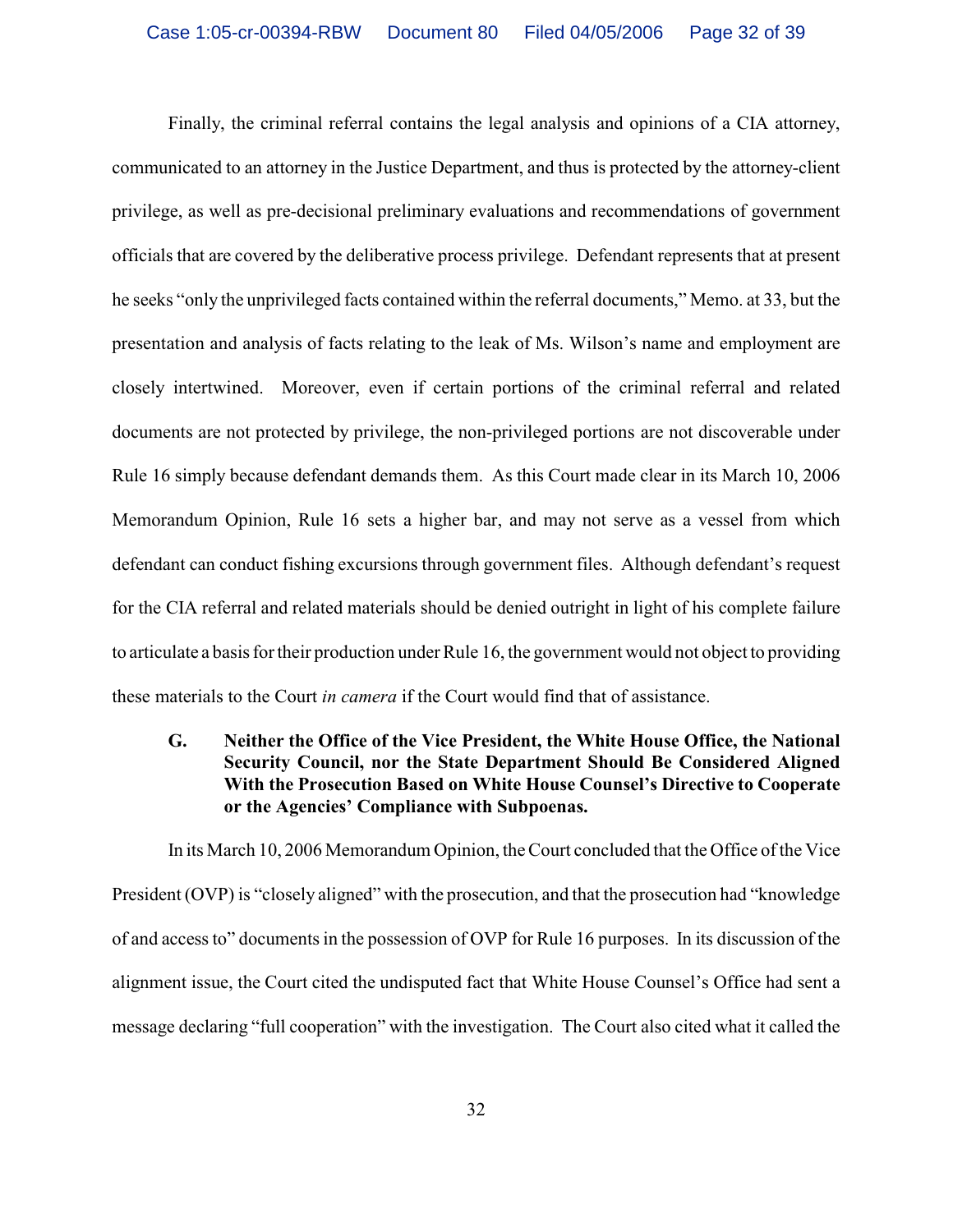Finally, the criminal referral contains the legal analysis and opinions of a CIA attorney, communicated to an attorney in the Justice Department, and thus is protected by the attorney-client privilege, as well as pre-decisional preliminary evaluations and recommendations of government officials that are covered by the deliberative process privilege. Defendant represents that at present he seeks "only the unprivileged facts contained within the referral documents," Memo. at 33, but the presentation and analysis of facts relating to the leak of Ms. Wilson's name and employment are closely intertwined. Moreover, even if certain portions of the criminal referral and related documents are not protected by privilege, the non-privileged portions are not discoverable under Rule 16 simply because defendant demands them. As this Court made clear in its March 10, 2006 Memorandum Opinion, Rule 16 sets a higher bar, and may not serve as a vessel from which defendant can conduct fishing excursions through government files. Although defendant's request for the CIA referral and related materials should be denied outright in light of his complete failure to articulate a basis for their production under Rule 16, the government would not object to providing these materials to the Court *in camera* if the Court would find that of assistance.

**G. Neither the Office of the Vice President, the White House Office, the National Security Council, nor the State Department Should Be Considered Aligned With the Prosecution Based on White House Counsel's Directive to Cooperate or the Agencies' Compliance with Subpoenas.**

In its March 10, 2006 Memorandum Opinion, the Court concluded that the Office of the Vice President (OVP) is "closely aligned" with the prosecution, and that the prosecution had "knowledge of and access to" documents in the possession of OVP for Rule 16 purposes. In its discussion of the alignment issue, the Court cited the undisputed fact that White House Counsel's Office had sent a message declaring "full cooperation" with the investigation. The Court also cited what it called the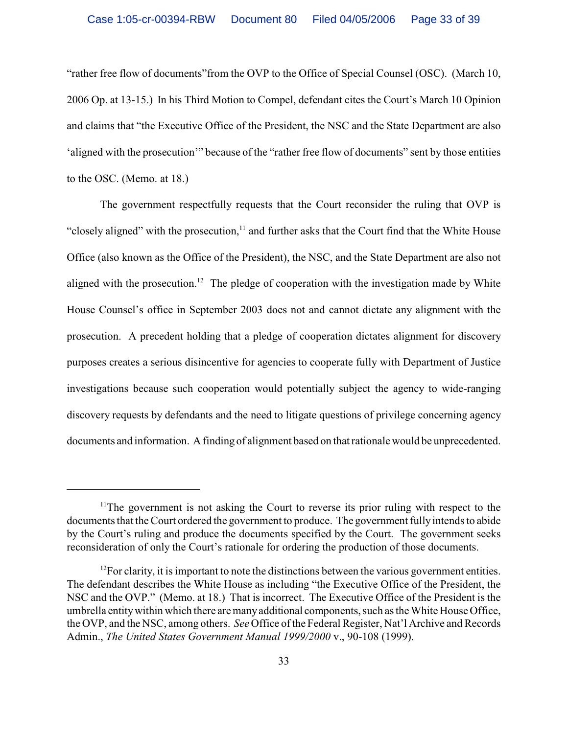"rather free flow of documents"from the OVP to the Office of Special Counsel (OSC). (March 10, 2006 Op. at 13-15.) In his Third Motion to Compel, defendant cites the Court's March 10 Opinion and claims that "the Executive Office of the President, the NSC and the State Department are also 'aligned with the prosecution'" because of the "rather free flow of documents" sent by those entities to the OSC. (Memo. at 18.)

The government respectfully requests that the Court reconsider the ruling that OVP is "closely aligned" with the prosecution,[11] and further asks that the Court find that the White House Office (also known as the Office of the President), the NSC, and the State Department are also not aligned with the prosecution.[12] The pledge of cooperation with the investigation made by White House Counsel's office in September 2003 does not and cannot dictate any alignment with the prosecution. A precedent holding that a pledge of cooperation dictates alignment for discovery purposes creates a serious disincentive for agencies to cooperate fully with Department of Justice investigations because such cooperation would potentially subject the agency to wide-ranging discovery requests by defendants and the need to litigate questions of privilege concerning agency documents and information. A finding of alignment based on that rationale would be unprecedented.

---

[11]The government is not asking the Court to reverse its prior ruling with respect to the documents that the Court ordered the government to produce. The government fully intends to abide by the Court's ruling and produce the documents specified by the Court. The government seeks reconsideration of only the Court's rationale for ordering the production of those documents.

[12]For clarity, it is important to note the distinctions between the various government entities. The defendant describes the White House as including "the Executive Office of the President, the NSC and the OVP." (Memo. at 18.) That is incorrect. The Executive Office of the President is the umbrella entity within which there are many additional components, such as the White House Office, the OVP, and the NSC, among others. *See* Office of the Federal Register, Nat'l Archive and Records Admin., *The United States Government Manual 1999/2000* v., 90-108 (1999).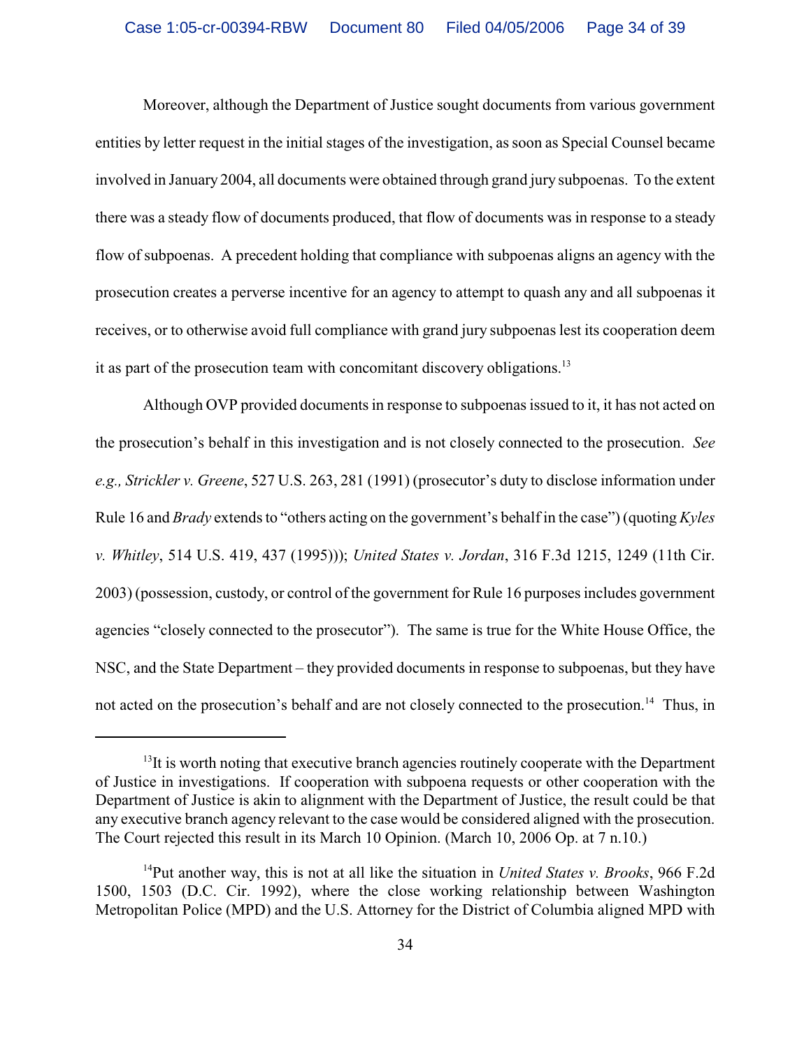Moreover, although the Department of Justice sought documents from various government entities by letter request in the initial stages of the investigation, as soon as Special Counsel became involved in January 2004, all documents were obtained through grand jury subpoenas. To the extent there was a steady flow of documents produced, that flow of documents was in response to a steady flow of subpoenas. A precedent holding that compliance with subpoenas aligns an agency with the prosecution creates a perverse incentive for an agency to attempt to quash any and all subpoenas it receives, or to otherwise avoid full compliance with grand jury subpoenas lest its cooperation deem it as part of the prosecution team with concomitant discovery obligations.[13]

Although OVP provided documents in response to subpoenas issued to it, it has not acted on the prosecution's behalf in this investigation and is not closely connected to the prosecution. *See e.g., Strickler v. Greene*, 527 U.S. 263, 281 (1991) (prosecutor's duty to disclose information under Rule 16 and *Brady* extends to "others acting on the government's behalf in the case") (quoting *Kyles v. Whitley*, 514 U.S. 419, 437 (1995))); *United States v. Jordan*, 316 F.3d 1215, 1249 (11th Cir. 2003) (possession, custody, or control of the government for Rule 16 purposes includes government agencies "closely connected to the prosecutor"). The same is true for the White House Office, the NSC, and the State Department – they provided documents in response to subpoenas, but they have not acted on the prosecution's behalf and are not closely connected to the prosecution.[14] Thus, in

---

[13] It is worth noting that executive branch agencies routinely cooperate with the Department of Justice in investigations. If cooperation with subpoena requests or other cooperation with the Department of Justice is akin to alignment with the Department of Justice, the result could be that any executive branch agency relevant to the case would be considered aligned with the prosecution. The Court rejected this result in its March 10 Opinion. (March 10, 2006 Op. at 7 n.10.)

[14] Put another way, this is not at all like the situation in *United States v. Brooks*, 966 F.2d 1500, 1503 (D.C. Cir. 1992), where the close working relationship between Washington Metropolitan Police (MPD) and the U.S. Attorney for the District of Columbia aligned MPD with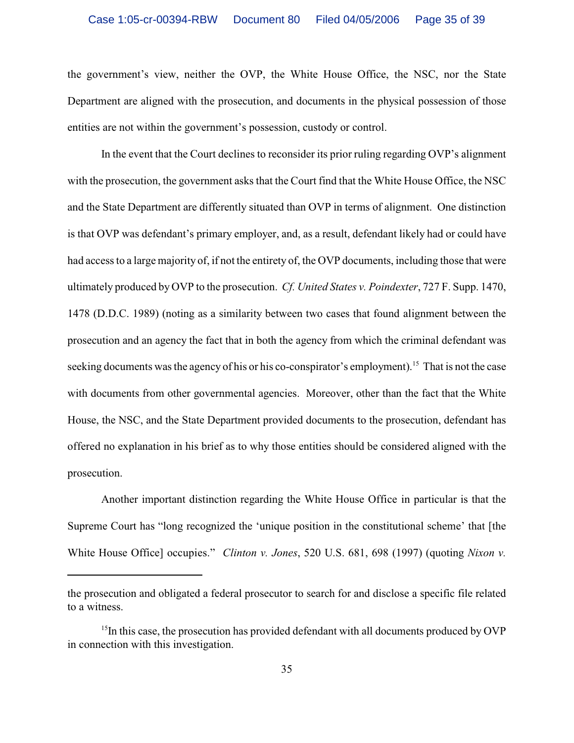the government's view, neither the OVP, the White House Office, the NSC, nor the State Department are aligned with the prosecution, and documents in the physical possession of those entities are not within the government's possession, custody or control.

In the event that the Court declines to reconsider its prior ruling regarding OVP's alignment with the prosecution, the government asks that the Court find that the White House Office, the NSC and the State Department are differently situated than OVP in terms of alignment. One distinction is that OVP was defendant's primary employer, and, as a result, defendant likely had or could have had access to a large majority of, if not the entirety of, the OVP documents, including those that were ultimately produced by OVP to the prosecution. *Cf. United States v. Poindexter*, 727 F. Supp. 1470, 1478 (D.D.C. 1989) (noting as a similarity between two cases that found alignment between the prosecution and an agency the fact that in both the agency from which the criminal defendant was seeking documents was the agency of his or his co-conspirator's employment).[15] That is not the case with documents from other governmental agencies. Moreover, other than the fact that the White House, the NSC, and the State Department provided documents to the prosecution, defendant has offered no explanation in his brief as to why those entities should be considered aligned with the prosecution.

Another important distinction regarding the White House Office in particular is that the Supreme Court has "long recognized the 'unique position in the constitutional scheme' that [the White House Office] occupies." *Clinton v. Jones*, 520 U.S. 681, 698 (1997) (quoting *Nixon v.*

---

the prosecution and obligated a federal prosecutor to search for and disclose a specific file related to a witness.

[15]In this case, the prosecution has provided defendant with all documents produced by OVP in connection with this investigation.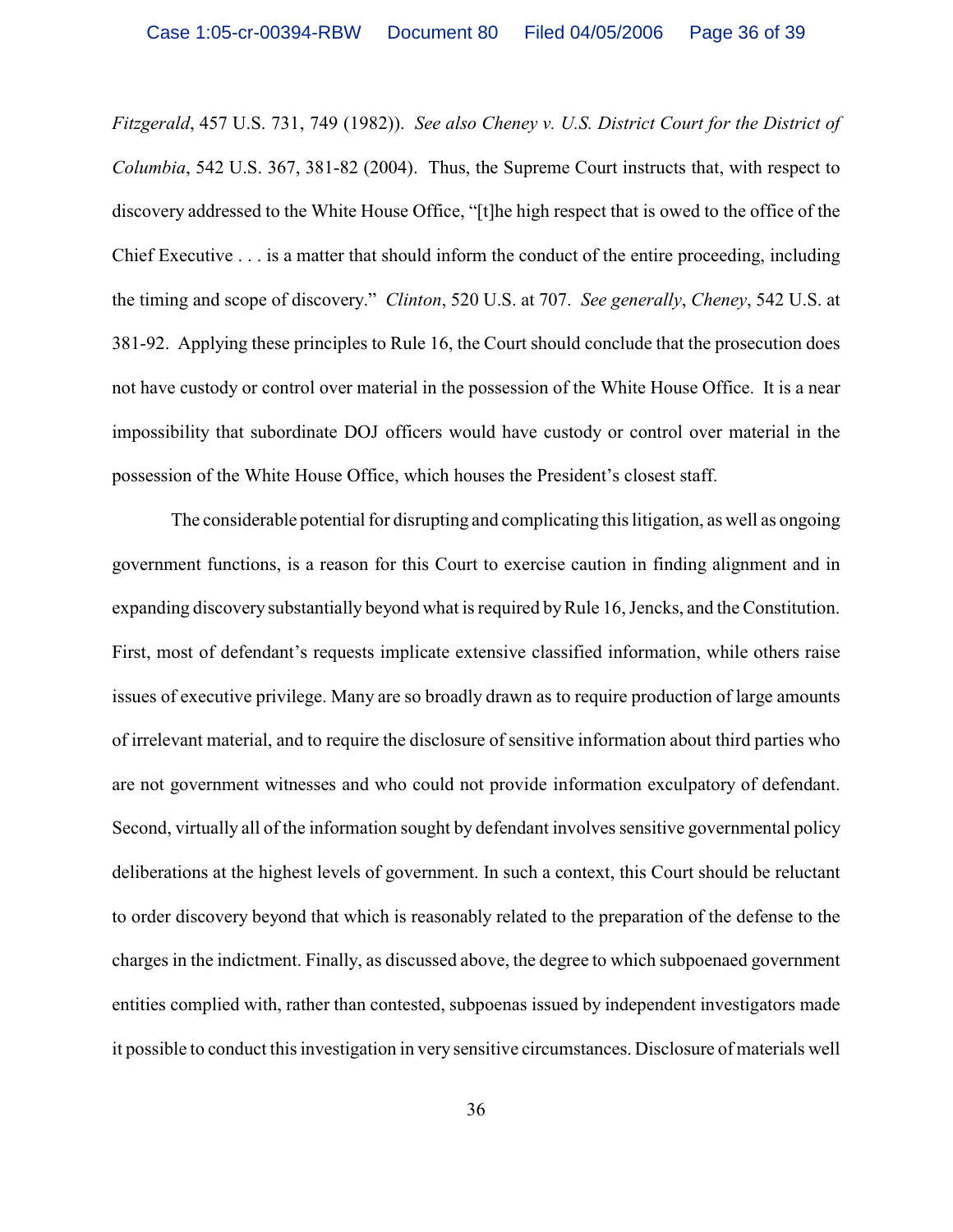*Fitzgerald*, 457 U.S. 731, 749 (1982)). *See also Cheney v. U.S. District Court for the District of Columbia*, 542 U.S. 367, 381-82 (2004). Thus, the Supreme Court instructs that, with respect to discovery addressed to the White House Office, "[t]he high respect that is owed to the office of the Chief Executive . . . is a matter that should inform the conduct of the entire proceeding, including the timing and scope of discovery." *Clinton*, 520 U.S. at 707. *See generally*, *Cheney*, 542 U.S. at 381-92. Applying these principles to Rule 16, the Court should conclude that the prosecution does not have custody or control over material in the possession of the White House Office. It is a near impossibility that subordinate DOJ officers would have custody or control over material in the possession of the White House Office, which houses the President's closest staff.

The considerable potential for disrupting and complicating this litigation, as well as ongoing government functions, is a reason for this Court to exercise caution in finding alignment and in expanding discovery substantially beyond what is required by Rule 16, Jencks, and the Constitution. First, most of defendant's requests implicate extensive classified information, while others raise issues of executive privilege. Many are so broadly drawn as to require production of large amounts of irrelevant material, and to require the disclosure of sensitive information about third parties who are not government witnesses and who could not provide information exculpatory of defendant. Second, virtually all of the information sought by defendant involves sensitive governmental policy deliberations at the highest levels of government. In such a context, this Court should be reluctant to order discovery beyond that which is reasonably related to the preparation of the defense to the charges in the indictment. Finally, as discussed above, the degree to which subpoenaed government entities complied with, rather than contested, subpoenas issued by independent investigators made it possible to conduct this investigation in very sensitive circumstances. Disclosure of materials well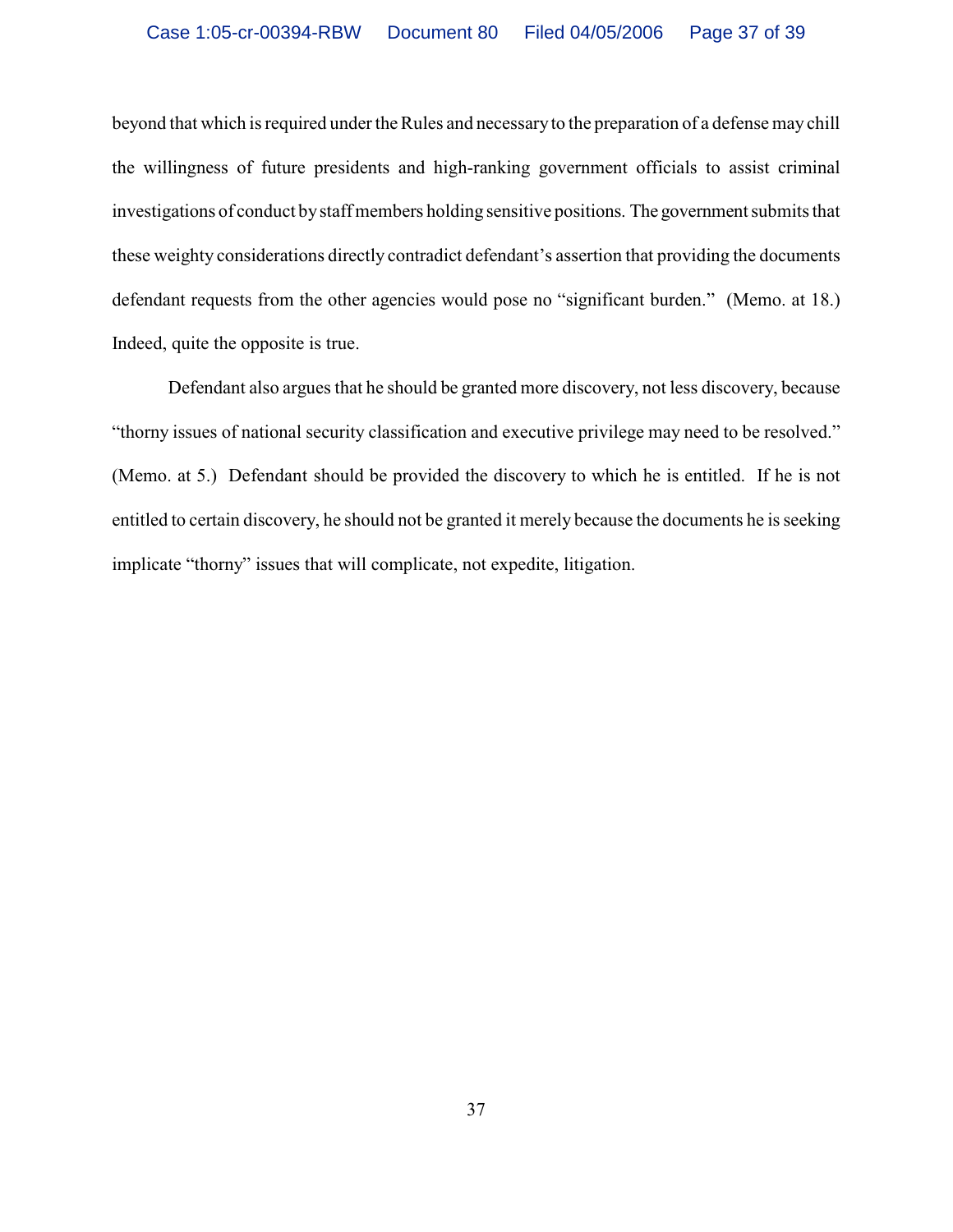beyond that which is required under the Rules and necessary to the preparation of a defense may chill the willingness of future presidents and high-ranking government officials to assist criminal investigations of conduct by staff members holding sensitive positions. The government submits that these weighty considerations directly contradict defendant's assertion that providing the documents defendant requests from the other agencies would pose no "significant burden." (Memo. at 18.) Indeed, quite the opposite is true.

Defendant also argues that he should be granted more discovery, not less discovery, because "thorny issues of national security classification and executive privilege may need to be resolved." (Memo. at 5.) Defendant should be provided the discovery to which he is entitled. If he is not entitled to certain discovery, he should not be granted it merely because the documents he is seeking implicate "thorny" issues that will complicate, not expedite, litigation.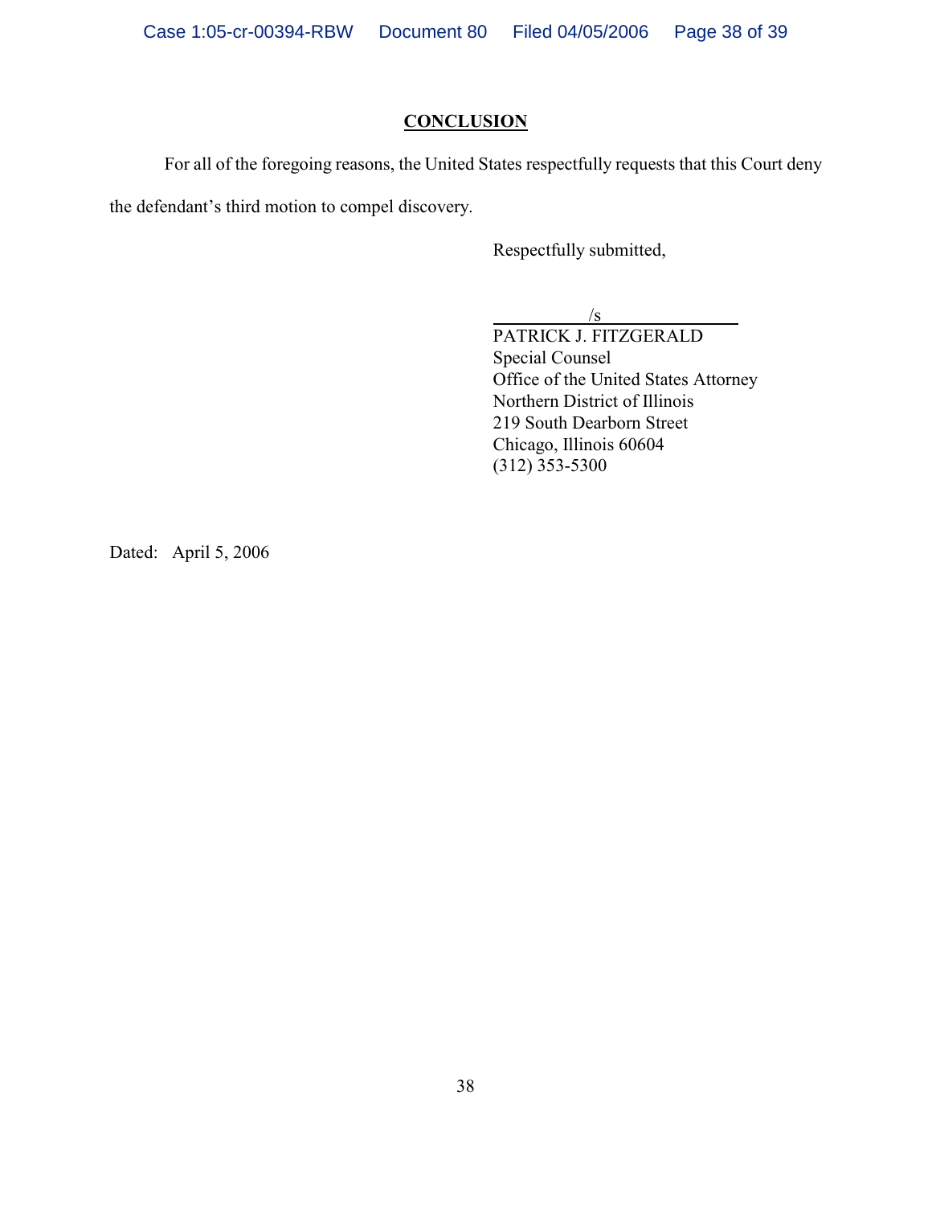## CONCLUSION

For all of the foregoing reasons, the United States respectfully requests that this Court deny the defendant's third motion to compel discovery.

Respectfully submitted,

/s

PATRICK J. FITZGERALD
Special Counsel
Office of the United States Attorney
Northern District of Illinois
219 South Dearborn Street
Chicago, Illinois 60604
(312) 353-5300

Dated: April 5, 2006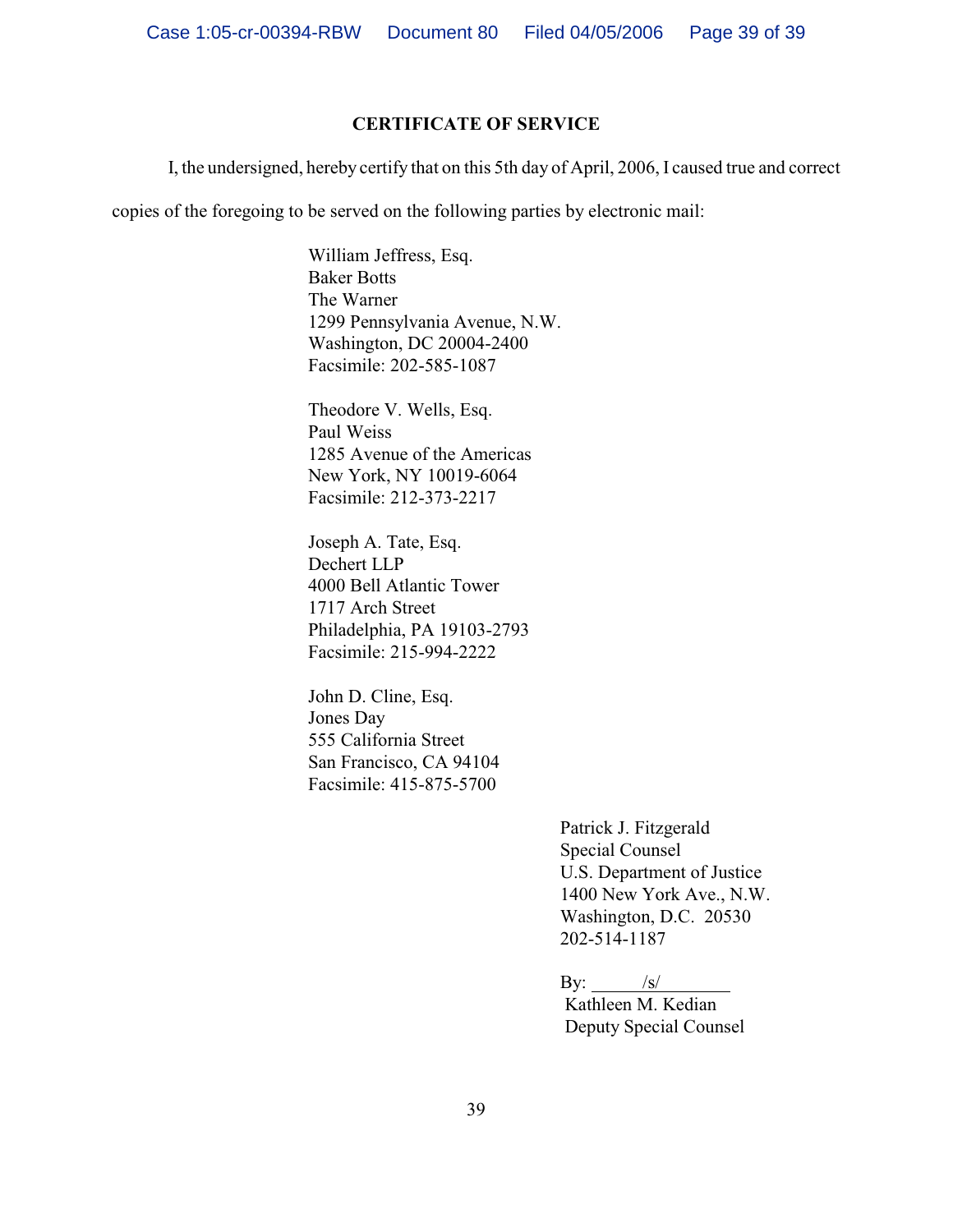## CERTIFICATE OF SERVICE

I, the undersigned, hereby certify that on this 5th day of April, 2006, I caused true and correct copies of the foregoing to be served on the following parties by electronic mail:

William Jeffress, Esq.
Baker Botts
The Warner
1299 Pennsylvania Avenue, N.W.
Washington, DC 20004-2400
Facsimile: 202-585-1087

Theodore V. Wells, Esq.
Paul Weiss
1285 Avenue of the Americas
New York, NY 10019-6064
Facsimile: 212-373-2217

Joseph A. Tate, Esq.
Dechert LLP
4000 Bell Atlantic Tower
1717 Arch Street
Philadelphia, PA 19103-2793
Facsimile: 215-994-2222

John D. Cline, Esq.
Jones Day
555 California Street
San Francisco, CA 94104
Facsimile: 415-875-5700

Patrick J. Fitzgerald
Special Counsel
U.S. Department of Justice
1400 New York Ave., N.W.
Washington, D.C. 20530
202-514-1187

By: /s/
Kathleen M. Kedian
Deputy Special Counsel